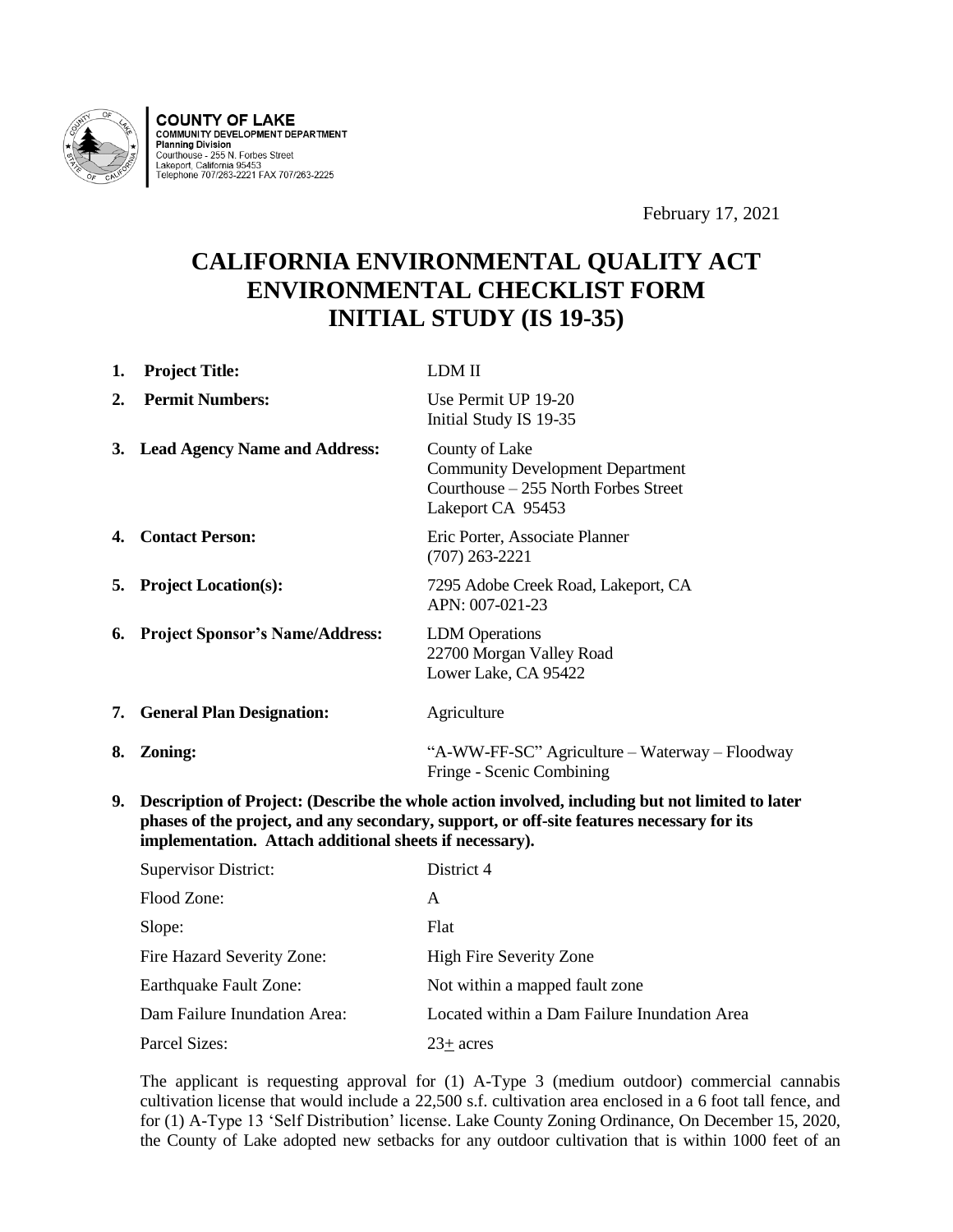**COUNTY OF LAKE**
**COMMUNITY DEVELOPMENT DEPARTMENT**
**Planning Division**
Courthouse - 255 N. Forbes Street
Lakeport, California 95453
Telephone 707/263-2221 FAX 707/263-2225

February 17, 2021

# CALIFORNIA ENVIRONMENTAL QUALITY ACT ENVIRONMENTAL CHECKLIST FORM INITIAL STUDY (IS 19-35)

| | | |
|---|---|---|
| **1.** | **Project Title:** | LDM II |
| **2.** | **Permit Numbers:** | Use Permit UP 19-20<br>Initial Study IS 19-35 |
| **3.** | **Lead Agency Name and Address:** | County of Lake<br>Community Development Department<br>Courthouse – 255 North Forbes Street<br>Lakeport CA 95453 |
| **4.** | **Contact Person:** | Eric Porter, Associate Planner<br>(707) 263-2221 |
| **5.** | **Project Location(s):** | 7295 Adobe Creek Road, Lakeport, CA<br>APN: 007-021-23 |
| **6.** | **Project Sponsor's Name/Address:** | LDM Operations<br>22700 Morgan Valley Road<br>Lower Lake, CA 95422 |
| **7.** | **General Plan Designation:** | Agriculture |
| **8.** | **Zoning:** | "A-WW-FF-SC" Agriculture – Waterway – Floodway Fringe - Scenic Combining |

**9. Description of Project: (Describe the whole action involved, including but not limited to later phases of the project, and any secondary, support, or off-site features necessary for its implementation. Attach additional sheets if necessary).**

| | |
|---|---|
| Supervisor District: | District 4 |
| Flood Zone: | A |
| Slope: | Flat |
| Fire Hazard Severity Zone: | High Fire Severity Zone |
| Earthquake Fault Zone: | Not within a mapped fault zone |
| Dam Failure Inundation Area: | Located within a Dam Failure Inundation Area |
| Parcel Sizes: | 23± acres |

The applicant is requesting approval for (1) A-Type 3 (medium outdoor) commercial cannabis cultivation license that would include a 22,500 s.f. cultivation area enclosed in a 6 foot tall fence, and for (1) A-Type 13 'Self Distribution' license. Lake County Zoning Ordinance, On December 15, 2020, the County of Lake adopted new setbacks for any outdoor cultivation that is within 1000 feet of an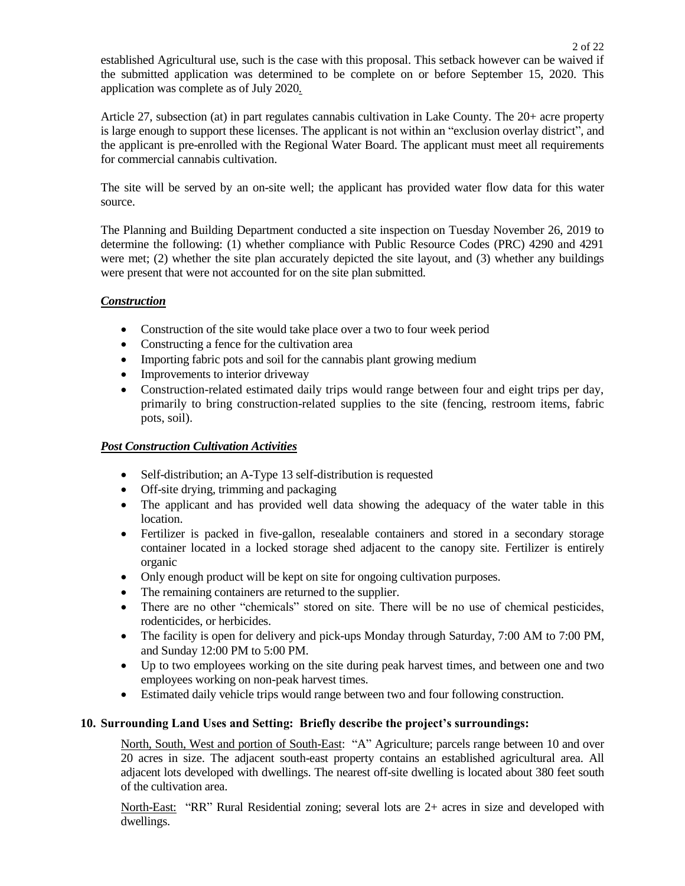established Agricultural use, such is the case with this proposal. This setback however can be waived if the submitted application was determined to be complete on or before September 15, 2020. This application was complete as of July 2020.

Article 27, subsection (at) in part regulates cannabis cultivation in Lake County. The 20+ acre property is large enough to support these licenses. The applicant is not within an "exclusion overlay district", and the applicant is pre-enrolled with the Regional Water Board. The applicant must meet all requirements for commercial cannabis cultivation.

The site will be served by an on-site well; the applicant has provided water flow data for this water source.

The Planning and Building Department conducted a site inspection on Tuesday November 26, 2019 to determine the following: (1) whether compliance with Public Resource Codes (PRC) 4290 and 4291 were met; (2) whether the site plan accurately depicted the site layout, and (3) whether any buildings were present that were not accounted for on the site plan submitted.

***Construction***

- Construction of the site would take place over a two to four week period
- Constructing a fence for the cultivation area
- Importing fabric pots and soil for the cannabis plant growing medium
- Improvements to interior driveway
- Construction-related estimated daily trips would range between four and eight trips per day, primarily to bring construction-related supplies to the site (fencing, restroom items, fabric pots, soil).

***Post Construction Cultivation Activities***

- Self-distribution; an A-Type 13 self-distribution is requested
- Off-site drying, trimming and packaging
- The applicant and has provided well data showing the adequacy of the water table in this location.
- Fertilizer is packed in five-gallon, resealable containers and stored in a secondary storage container located in a locked storage shed adjacent to the canopy site. Fertilizer is entirely organic
- Only enough product will be kept on site for ongoing cultivation purposes.
- The remaining containers are returned to the supplier.
- There are no other "chemicals" stored on site. There will be no use of chemical pesticides, rodenticides, or herbicides.
- The facility is open for delivery and pick-ups Monday through Saturday, 7:00 AM to 7:00 PM, and Sunday 12:00 PM to 5:00 PM.
- Up to two employees working on the site during peak harvest times, and between one and two employees working on non-peak harvest times.
- Estimated daily vehicle trips would range between two and four following construction.

**10. Surrounding Land Uses and Setting: Briefly describe the project's surroundings:**

North, South, West and portion of South-East: "A" Agriculture; parcels range between 10 and over 20 acres in size. The adjacent south-east property contains an established agricultural area. All adjacent lots developed with dwellings. The nearest off-site dwelling is located about 380 feet south of the cultivation area.

North-East: "RR" Rural Residential zoning; several lots are 2+ acres in size and developed with dwellings.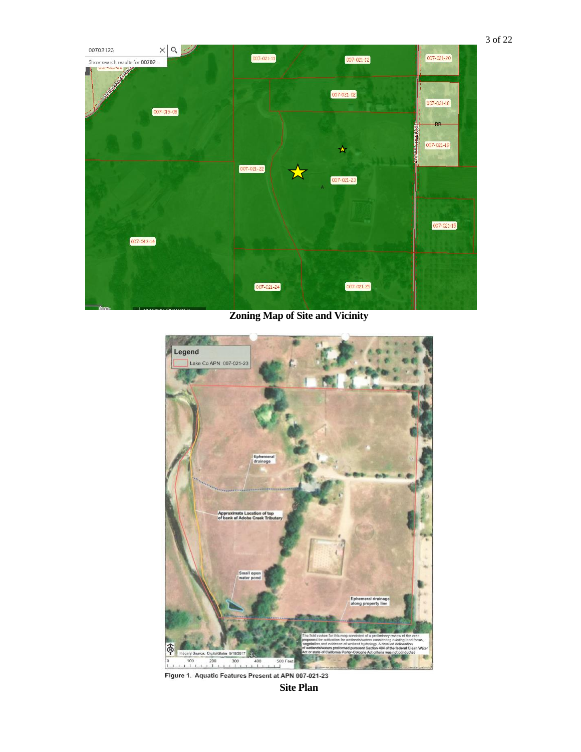**Zoning Map of Site and Vicinity**

Figure 1. Aquatic Features Present at APN 007-021-23

**Site Plan**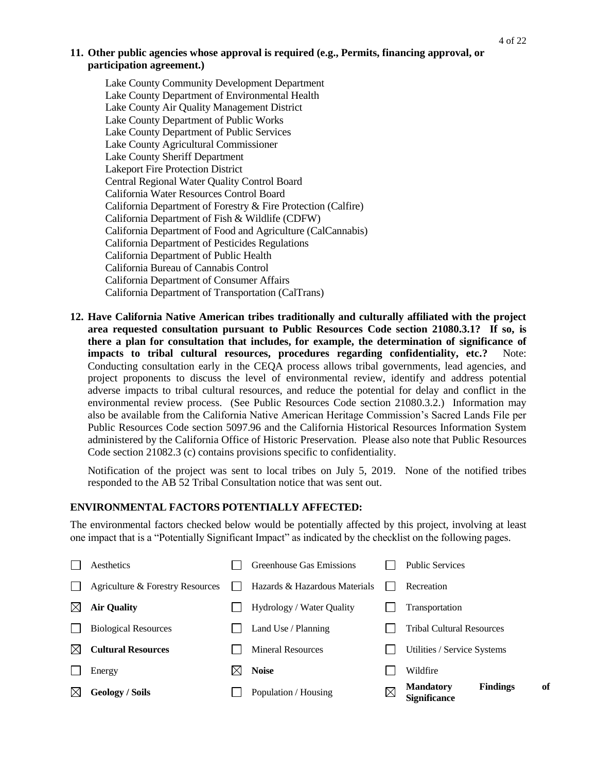**11. Other public agencies whose approval is required (e.g., Permits, financing approval, or participation agreement.)**

Lake County Community Development Department
Lake County Department of Environmental Health
Lake County Air Quality Management District
Lake County Department of Public Works
Lake County Department of Public Services
Lake County Agricultural Commissioner
Lake County Sheriff Department
Lakeport Fire Protection District
Central Regional Water Quality Control Board
California Water Resources Control Board
California Department of Forestry & Fire Protection (Calfire)
California Department of Fish & Wildlife (CDFW)
California Department of Food and Agriculture (CalCannabis)
California Department of Pesticides Regulations
California Department of Public Health
California Bureau of Cannabis Control
California Department of Consumer Affairs
California Department of Transportation (CalTrans)

**12. Have California Native American tribes traditionally and culturally affiliated with the project area requested consultation pursuant to Public Resources Code section 21080.3.1? If so, is there a plan for consultation that includes, for example, the determination of significance of impacts to tribal cultural resources, procedures regarding confidentiality, etc.?** Note: Conducting consultation early in the CEQA process allows tribal governments, lead agencies, and project proponents to discuss the level of environmental review, identify and address potential adverse impacts to tribal cultural resources, and reduce the potential for delay and conflict in the environmental review process. (See Public Resources Code section 21080.3.2.) Information may also be available from the California Native American Heritage Commission's Sacred Lands File per Public Resources Code section 5097.96 and the California Historical Resources Information System administered by the California Office of Historic Preservation. Please also note that Public Resources Code section 21082.3 (c) contains provisions specific to confidentiality.

Notification of the project was sent to local tribes on July 5, 2019. None of the notified tribes responded to the AB 52 Tribal Consultation notice that was sent out.

## ENVIRONMENTAL FACTORS POTENTIALLY AFFECTED:

The environmental factors checked below would be potentially affected by this project, involving at least one impact that is a "Potentially Significant Impact" as indicated by the checklist on the following pages.

| | | | | | |
|---|---|---|---|---|---|
| ☐ | Aesthetics | ☐ | Greenhouse Gas Emissions | ☐ | Public Services |
| ☐ | Agriculture & Forestry Resources | ☐ | Hazards & Hazardous Materials | ☐ | Recreation |
| ☒ | **Air Quality** | ☐ | Hydrology / Water Quality | ☐ | Transportation |
| ☐ | Biological Resources | ☐ | Land Use / Planning | ☐ | Tribal Cultural Resources |
| ☒ | **Cultural Resources** | ☐ | Mineral Resources | ☐ | Utilities / Service Systems |
| ☐ | Energy | ☒ | **Noise** | ☐ | Wildfire |
| ☒ | **Geology / Soils** | ☐ | Population / Housing | ☒ | **Mandatory Findings of Significance** |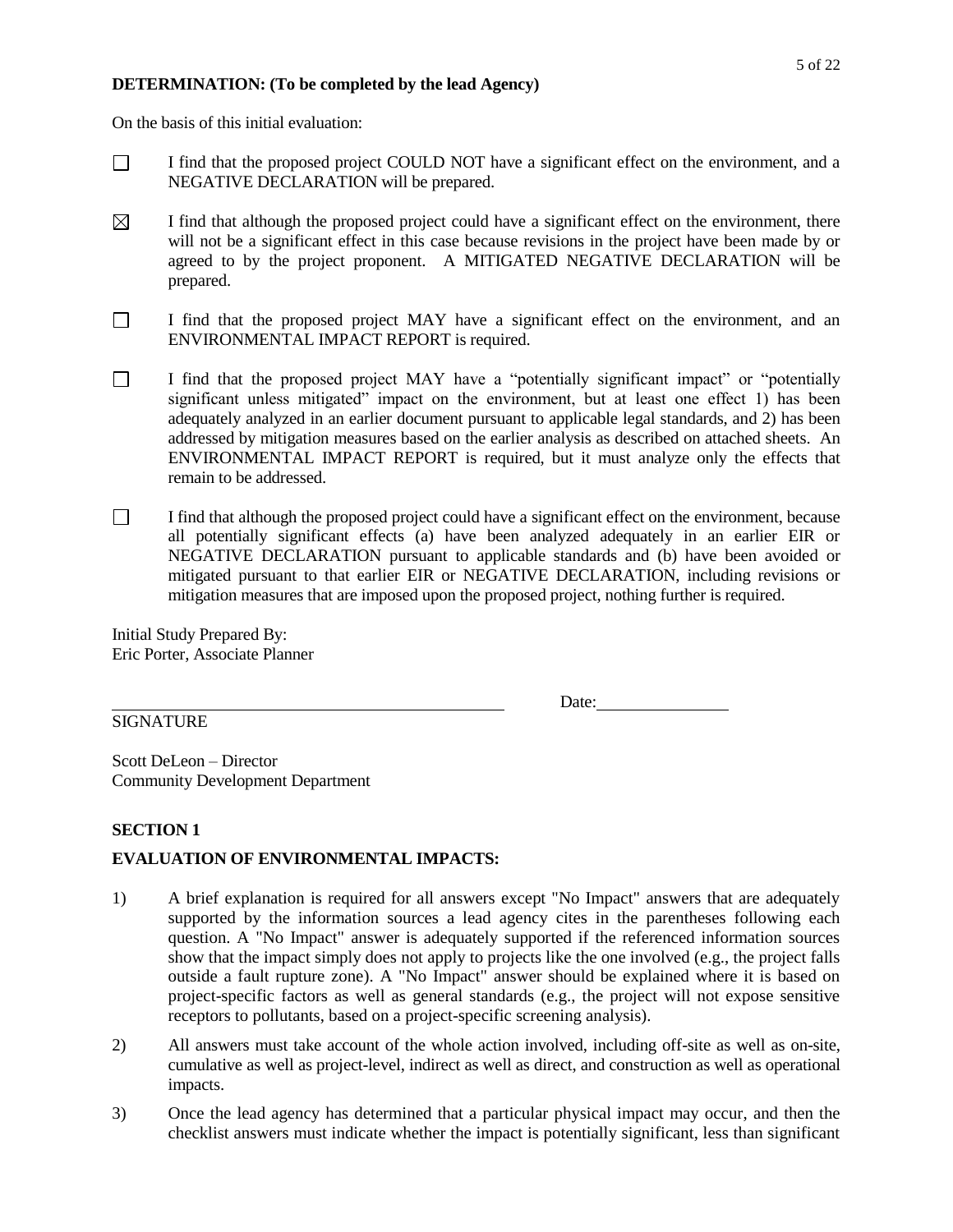**DETERMINATION: (To be completed by the lead Agency)**

On the basis of this initial evaluation:

☐ I find that the proposed project COULD NOT have a significant effect on the environment, and a NEGATIVE DECLARATION will be prepared.

☒ I find that although the proposed project could have a significant effect on the environment, there will not be a significant effect in this case because revisions in the project have been made by or agreed to by the project proponent. A MITIGATED NEGATIVE DECLARATION will be prepared.

☐ I find that the proposed project MAY have a significant effect on the environment, and an ENVIRONMENTAL IMPACT REPORT is required.

☐ I find that the proposed project MAY have a "potentially significant impact" or "potentially significant unless mitigated" impact on the environment, but at least one effect 1) has been adequately analyzed in an earlier document pursuant to applicable legal standards, and 2) has been addressed by mitigation measures based on the earlier analysis as described on attached sheets. An ENVIRONMENTAL IMPACT REPORT is required, but it must analyze only the effects that remain to be addressed.

☐ I find that although the proposed project could have a significant effect on the environment, because all potentially significant effects (a) have been analyzed adequately in an earlier EIR or NEGATIVE DECLARATION pursuant to applicable standards and (b) have been avoided or mitigated pursuant to that earlier EIR or NEGATIVE DECLARATION, including revisions or mitigation measures that are imposed upon the proposed project, nothing further is required.

Initial Study Prepared By:
Eric Porter, Associate Planner

\_\_\_\_\_\_\_\_\_\_\_\_\_\_\_\_\_\_\_\_\_\_\_\_\_\_\_\_\_\_\_\_\_\_\_\_\_\_\_\_ Date:\_\_\_\_\_\_\_\_\_\_\_\_\_\_\_

SIGNATURE

Scott DeLeon – Director
Community Development Department

## SECTION 1

## EVALUATION OF ENVIRONMENTAL IMPACTS:

1) A brief explanation is required for all answers except "No Impact" answers that are adequately supported by the information sources a lead agency cites in the parentheses following each question. A "No Impact" answer is adequately supported if the referenced information sources show that the impact simply does not apply to projects like the one involved (e.g., the project falls outside a fault rupture zone). A "No Impact" answer should be explained where it is based on project-specific factors as well as general standards (e.g., the project will not expose sensitive receptors to pollutants, based on a project-specific screening analysis).

2) All answers must take account of the whole action involved, including off-site as well as on-site, cumulative as well as project-level, indirect as well as direct, and construction as well as operational impacts.

3) Once the lead agency has determined that a particular physical impact may occur, and then the checklist answers must indicate whether the impact is potentially significant, less than significant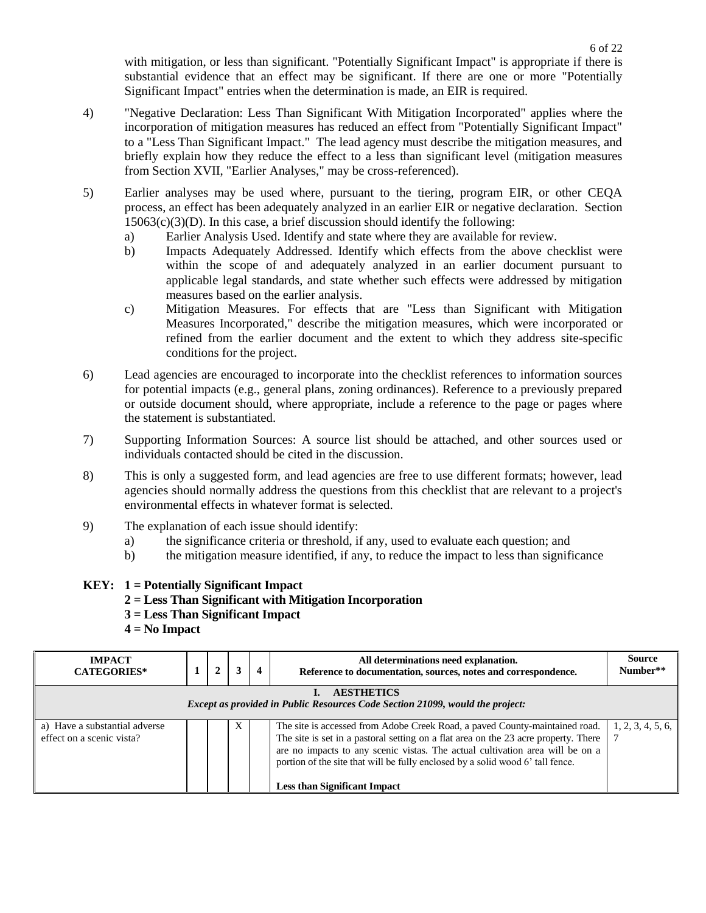with mitigation, or less than significant. "Potentially Significant Impact" is appropriate if there is substantial evidence that an effect may be significant. If there are one or more "Potentially Significant Impact" entries when the determination is made, an EIR is required.

4) "Negative Declaration: Less Than Significant With Mitigation Incorporated" applies where the incorporation of mitigation measures has reduced an effect from "Potentially Significant Impact" to a "Less Than Significant Impact." The lead agency must describe the mitigation measures, and briefly explain how they reduce the effect to a less than significant level (mitigation measures from Section XVII, "Earlier Analyses," may be cross-referenced).

5) Earlier analyses may be used where, pursuant to the tiering, program EIR, or other CEQA process, an effect has been adequately analyzed in an earlier EIR or negative declaration. Section 15063(c)(3)(D). In this case, a brief discussion should identify the following:
   a) Earlier Analysis Used. Identify and state where they are available for review.
   b) Impacts Adequately Addressed. Identify which effects from the above checklist were within the scope of and adequately analyzed in an earlier document pursuant to applicable legal standards, and state whether such effects were addressed by mitigation measures based on the earlier analysis.
   c) Mitigation Measures. For effects that are "Less than Significant with Mitigation Measures Incorporated," describe the mitigation measures, which were incorporated or refined from the earlier document and the extent to which they address site-specific conditions for the project.

6) Lead agencies are encouraged to incorporate into the checklist references to information sources for potential impacts (e.g., general plans, zoning ordinances). Reference to a previously prepared or outside document should, where appropriate, include a reference to the page or pages where the statement is substantiated.

7) Supporting Information Sources: A source list should be attached, and other sources used or individuals contacted should be cited in the discussion.

8) This is only a suggested form, and lead agencies are free to use different formats; however, lead agencies should normally address the questions from this checklist that are relevant to a project's environmental effects in whatever format is selected.

9) The explanation of each issue should identify:
   a) the significance criteria or threshold, if any, used to evaluate each question; and
   b) the mitigation measure identified, if any, to reduce the impact to less than significance

**KEY: 1 = Potentially Significant Impact**
**2 = Less Than Significant with Mitigation Incorporation**
**3 = Less Than Significant Impact**
**4 = No Impact**

| IMPACT CATEGORIES* | 1 | 2 | 3 | 4 | All determinations need explanation. Reference to documentation, sources, notes and correspondence. | Source Number** |
|---|---|---|---|---|---|---|
| **I. AESTHETICS** *Except as provided in Public Resources Code Section 21099, would the project:* | | | | | | |
| a) Have a substantial adverse effect on a scenic vista? | | | X | | The site is accessed from Adobe Creek Road, a paved County-maintained road. The site is set in a pastoral setting on a flat area on the 23 acre property. There are no impacts to any scenic vistas. The actual cultivation area will be on a portion of the site that will be fully enclosed by a solid wood 6' tall fence. **Less than Significant Impact** | 1, 2, 3, 4, 5, 6, 7 |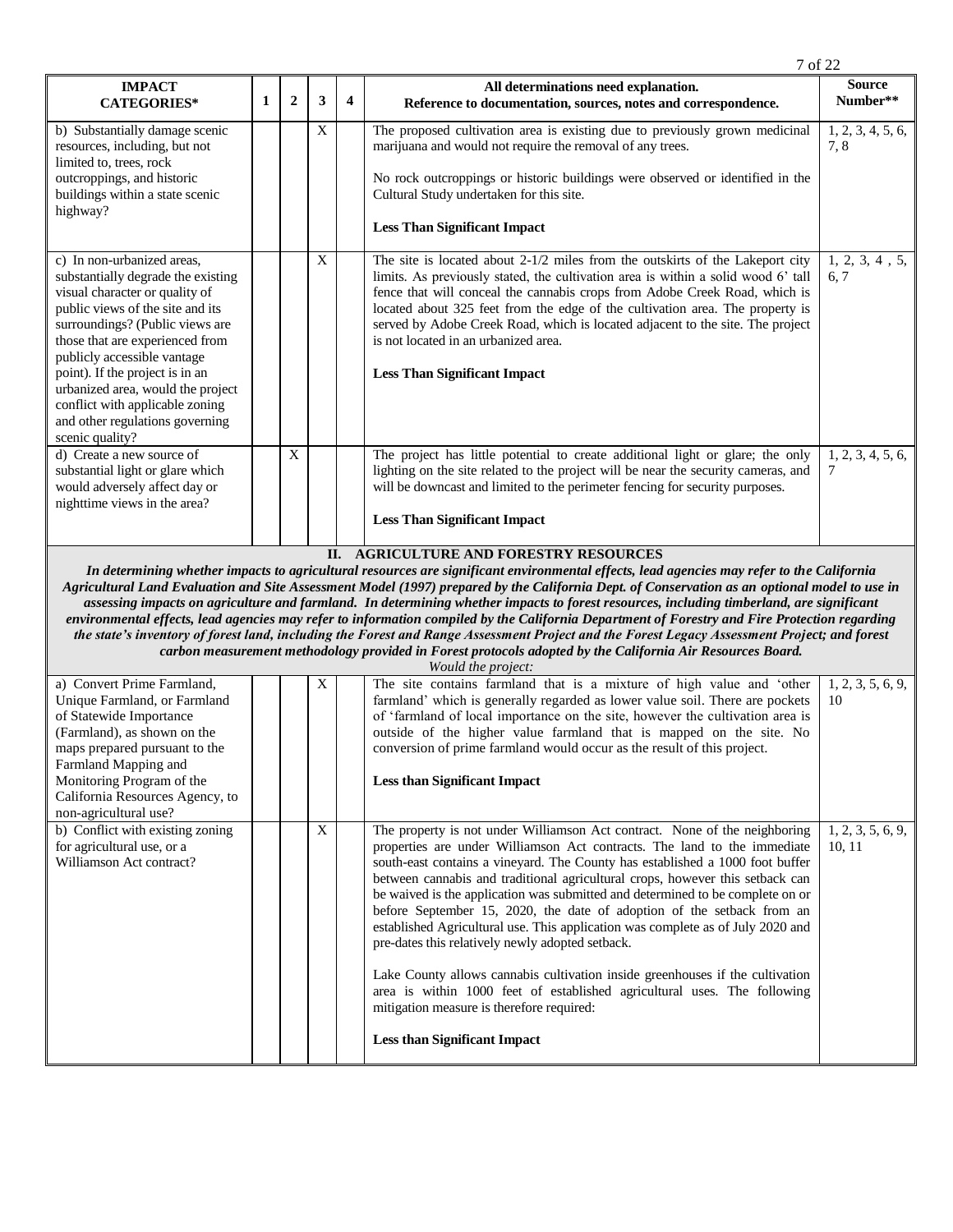| IMPACT CATEGORIES* | 1 | 2 | 3 | 4 | All determinations need explanation. Reference to documentation, sources, notes and correspondence. | Source Number** |
|---|---|---|---|---|---|---|
| b) Substantially damage scenic resources, including, but not limited to, trees, rock outcroppings, and historic buildings within a state scenic highway? | | | X | | The proposed cultivation area is existing due to previously grown medicinal marijuana and would not require the removal of any trees.<br><br>No rock outcroppings or historic buildings were observed or identified in the Cultural Study undertaken for this site.<br><br>**Less Than Significant Impact** | 1, 2, 3, 4, 5, 6, 7, 8 |
| c) In non-urbanized areas, substantially degrade the existing visual character or quality of public views of the site and its surroundings? (Public views are those that are experienced from publicly accessible vantage point). If the project is in an urbanized area, would the project conflict with applicable zoning and other regulations governing scenic quality? | | | X | | The site is located about 2-1/2 miles from the outskirts of the Lakeport city limits. As previously stated, the cultivation area is within a solid wood 6' tall fence that will conceal the cannabis crops from Adobe Creek Road, which is located about 325 feet from the edge of the cultivation area. The property is served by Adobe Creek Road, which is located adjacent to the site. The project is not located in an urbanized area.<br><br>**Less Than Significant Impact** | 1, 2, 3, 4 , 5, 6, 7 |
| d) Create a new source of substantial light or glare which would adversely affect day or nighttime views in the area? | | X | | | The project has little potential to create additional light or glare; the only lighting on the site related to the project will be near the security cameras, and will be downcast and limited to the perimeter fencing for security purposes.<br><br>**Less Than Significant Impact** | 1, 2, 3, 4, 5, 6, 7 |
| **II. AGRICULTURE AND FORESTRY RESOURCES**<br>***In determining whether impacts to agricultural resources are significant environmental effects, lead agencies may refer to the California Agricultural Land Evaluation and Site Assessment Model (1997) prepared by the California Dept. of Conservation as an optional model to use in assessing impacts on agriculture and farmland. In determining whether impacts to forest resources, including timberland, are significant environmental effects, lead agencies may refer to information compiled by the California Department of Forestry and Fire Protection regarding the state's inventory of forest land, including the Forest and Range Assessment Project and the Forest Legacy Assessment Project; and forest carbon measurement methodology provided in Forest protocols adopted by the California Air Resources Board.***<br>*Would the project:* | | | | | | |
| a) Convert Prime Farmland, Unique Farmland, or Farmland of Statewide Importance (Farmland), as shown on the maps prepared pursuant to the Farmland Mapping and Monitoring Program of the California Resources Agency, to non-agricultural use? | | | X | | The site contains farmland that is a mixture of high value and 'other farmland' which is generally regarded as lower value soil. There are pockets of 'farmland of local importance on the site, however the cultivation area is outside of the higher value farmland that is mapped on the site. No conversion of prime farmland would occur as the result of this project.<br><br>**Less than Significant Impact** | 1, 2, 3, 5, 6, 9, 10 |
| b) Conflict with existing zoning for agricultural use, or a Williamson Act contract? | | | X | | The property is not under Williamson Act contract. None of the neighboring properties are under Williamson Act contracts. The land to the immediate south-east contains a vineyard. The County has established a 1000 foot buffer between cannabis and traditional agricultural crops, however this setback can be waived is the application was submitted and determined to be complete on or before September 15, 2020, the date of adoption of the setback from an established Agricultural use. This application was complete as of July 2020 and pre-dates this relatively newly adopted setback.<br><br>Lake County allows cannabis cultivation inside greenhouses if the cultivation area is within 1000 feet of established agricultural uses. The following mitigation measure is therefore required:<br><br>**Less than Significant Impact** | 1, 2, 3, 5, 6, 9, 10, 11 |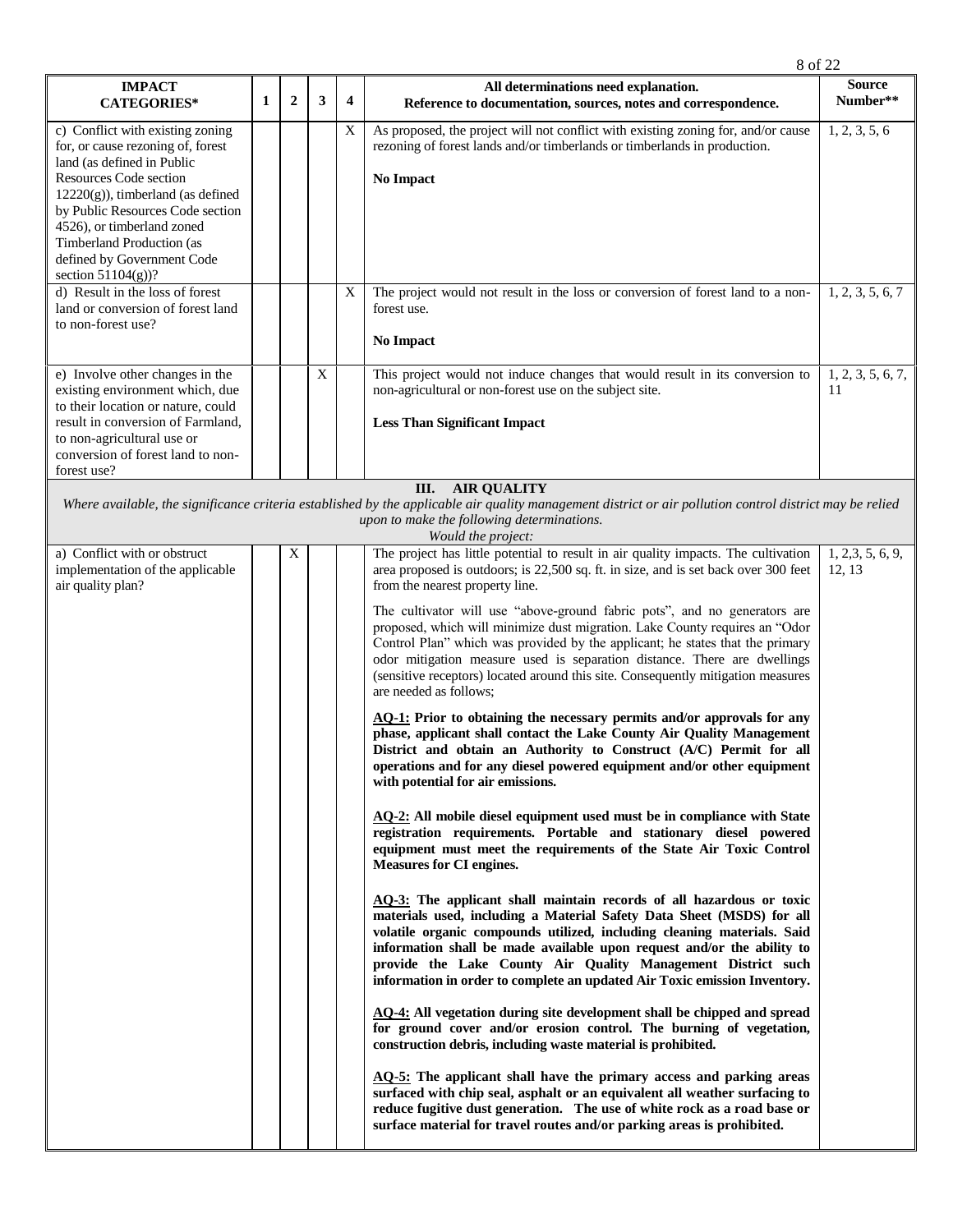| IMPACT CATEGORIES* | 1 | 2 | 3 | 4 | All determinations need explanation. Reference to documentation, sources, notes and correspondence. | Source Number** |
|---|---|---|---|---|---|---|
| c) Conflict with existing zoning for, or cause rezoning of, forest land (as defined in Public Resources Code section 12220(g)), timberland (as defined by Public Resources Code section 4526), or timberland zoned Timberland Production (as defined by Government Code section 51104(g))? | | | | X | As proposed, the project will not conflict with existing zoning for, and/or cause rezoning of forest lands and/or timberlands or timberlands in production.<br><br>**No Impact** | 1, 2, 3, 5, 6 |
| d) Result in the loss of forest land or conversion of forest land to non-forest use? | | | | X | The project would not result in the loss or conversion of forest land to a non-forest use.<br><br>**No Impact** | 1, 2, 3, 5, 6, 7 |
| e) Involve other changes in the existing environment which, due to their location or nature, could result in conversion of Farmland, to non-agricultural use or conversion of forest land to non-forest use? | | | X | | This project would not induce changes that would result in its conversion to non-agricultural or non-forest use on the subject site.<br><br>**Less Than Significant Impact** | 1, 2, 3, 5, 6, 7, 11 |
| **III. AIR QUALITY**<br>*Where available, the significance criteria established by the applicable air quality management district or air pollution control district may be relied upon to make the following determinations.*<br>*Would the project:* | | | | | | |
| a) Conflict with or obstruct implementation of the applicable air quality plan? | | X | | | The project has little potential to result in air quality impacts. The cultivation area proposed is outdoors; is 22,500 sq. ft. in size, and is set back over 300 feet from the nearest property line.<br><br>The cultivator will use "above-ground fabric pots", and no generators are proposed, which will minimize dust migration. Lake County requires an "Odor Control Plan" which was provided by the applicant; he states that the primary odor mitigation measure used is separation distance. There are dwellings (sensitive receptors) located around this site. Consequently mitigation measures are needed as follows;<br><br>**<u>AQ-1:</u> Prior to obtaining the necessary permits and/or approvals for any phase, applicant shall contact the Lake County Air Quality Management District and obtain an Authority to Construct (A/C) Permit for all operations and for any diesel powered equipment and/or other equipment with potential for air emissions.**<br><br>**<u>AQ-2:</u> All mobile diesel equipment used must be in compliance with State registration requirements. Portable and stationary diesel powered equipment must meet the requirements of the State Air Toxic Control Measures for CI engines.**<br><br>**<u>AQ-3:</u> The applicant shall maintain records of all hazardous or toxic materials used, including a Material Safety Data Sheet (MSDS) for all volatile organic compounds utilized, including cleaning materials. Said information shall be made available upon request and/or the ability to provide the Lake County Air Quality Management District such information in order to complete an updated Air Toxic emission Inventory.**<br><br>**<u>AQ-4:</u> All vegetation during site development shall be chipped and spread for ground cover and/or erosion control. The burning of vegetation, construction debris, including waste material is prohibited.**<br><br>**<u>AQ-5:</u> The applicant shall have the primary access and parking areas surfaced with chip seal, asphalt or an equivalent all weather surfacing to reduce fugitive dust generation. The use of white rock as a road base or surface material for travel routes and/or parking areas is prohibited.** | 1, 2,3, 5, 6, 9, 12, 13 |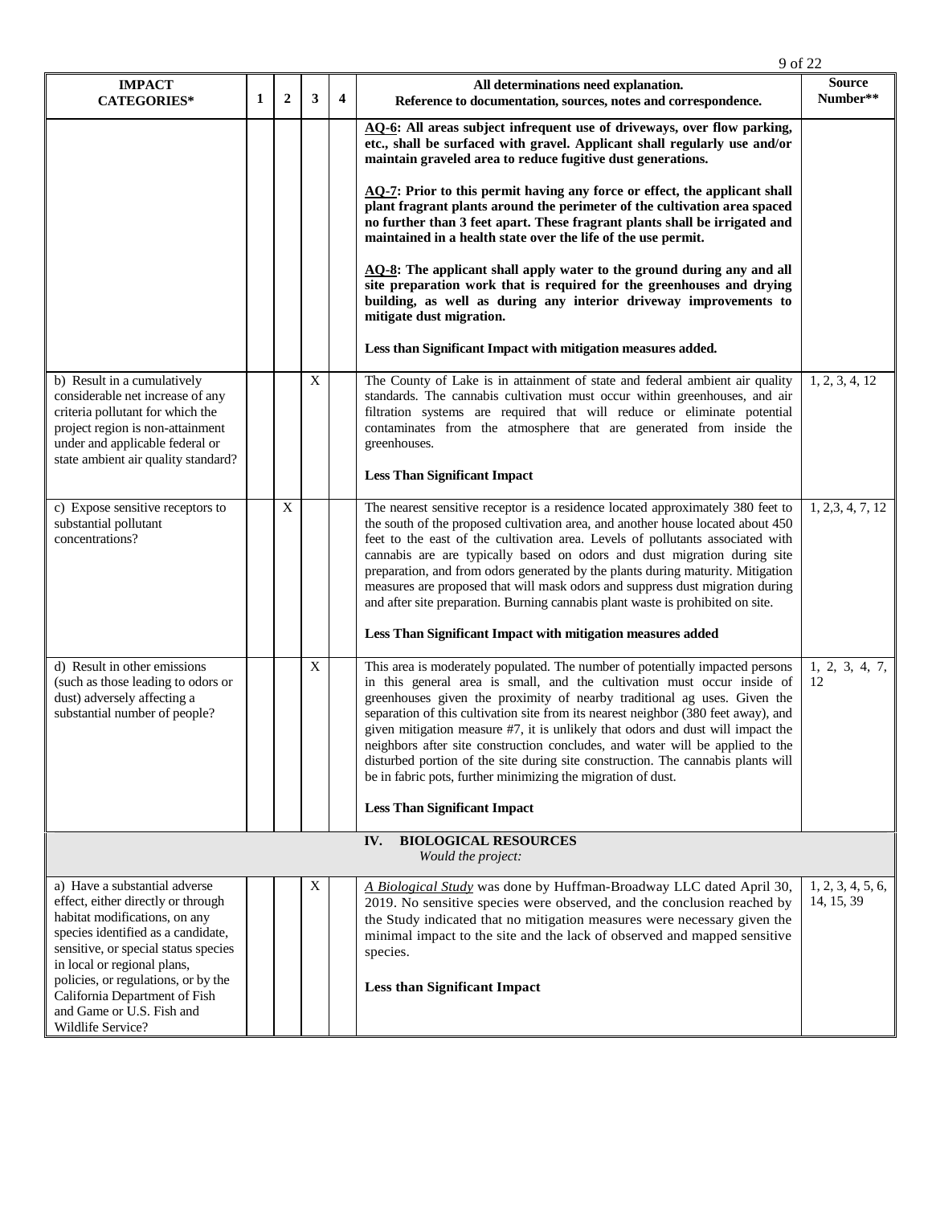| IMPACT CATEGORIES* | 1 | 2 | 3 | 4 | All determinations need explanation. Reference to documentation, sources, notes and correspondence. | Source Number** |
|---|---|---|---|---|---|---|
| | | | | | **AQ-6: All areas subject infrequent use of driveways, over flow parking, etc., shall be surfaced with gravel. Applicant shall regularly use and/or maintain graveled area to reduce fugitive dust generations.** <br><br> **AQ-7: Prior to this permit having any force or effect, the applicant shall plant fragrant plants around the perimeter of the cultivation area spaced no further than 3 feet apart. These fragrant plants shall be irrigated and maintained in a health state over the life of the use permit.** <br><br> **AQ-8: The applicant shall apply water to the ground during any and all site preparation work that is required for the greenhouses and drying building, as well as during any interior driveway improvements to mitigate dust migration.** <br><br> **Less than Significant Impact with mitigation measures added.** | |
| b) Result in a cumulatively considerable net increase of any criteria pollutant for which the project region is non-attainment under and applicable federal or state ambient air quality standard? | | | X | | The County of Lake is in attainment of state and federal ambient air quality standards. The cannabis cultivation must occur within greenhouses, and air filtration systems are required that will reduce or eliminate potential contaminates from the atmosphere that are generated from inside the greenhouses. <br><br> **Less Than Significant Impact** | 1, 2, 3, 4, 12 |
| c) Expose sensitive receptors to substantial pollutant concentrations? | | X | | | The nearest sensitive receptor is a residence located approximately 380 feet to the south of the proposed cultivation area, and another house located about 450 feet to the east of the cultivation area. Levels of pollutants associated with cannabis are are typically based on odors and dust migration during site preparation, and from odors generated by the plants during maturity. Mitigation measures are proposed that will mask odors and suppress dust migration during and after site preparation. Burning cannabis plant waste is prohibited on site. <br><br> **Less Than Significant Impact with mitigation measures added** | 1, 2,3, 4, 7, 12 |
| d) Result in other emissions (such as those leading to odors or dust) adversely affecting a substantial number of people? | | | X | | This area is moderately populated. The number of potentially impacted persons in this general area is small, and the cultivation must occur inside of greenhouses given the proximity of nearby traditional ag uses. Given the separation of this cultivation site from its nearest neighbor (380 feet away), and given mitigation measure #7, it is unlikely that odors and dust will impact the neighbors after site construction concludes, and water will be applied to the disturbed portion of the site during site construction. The cannabis plants will be in fabric pots, further minimizing the migration of dust. <br><br> **Less Than Significant Impact** | 1, 2, 3, 4, 7, 12 |
| **IV. BIOLOGICAL RESOURCES** *Would the project:* | | | | | | |
| a) Have a substantial adverse effect, either directly or through habitat modifications, on any species identified as a candidate, sensitive, or special status species in local or regional plans, policies, or regulations, or by the California Department of Fish and Game or U.S. Fish and Wildlife Service? | | | X | | *A Biological Study* was done by Huffman-Broadway LLC dated April 30, 2019. No sensitive species were observed, and the conclusion reached by the Study indicated that no mitigation measures were necessary given the minimal impact to the site and the lack of observed and mapped sensitive species. <br><br> **Less than Significant Impact** | 1, 2, 3, 4, 5, 6, 14, 15, 39 |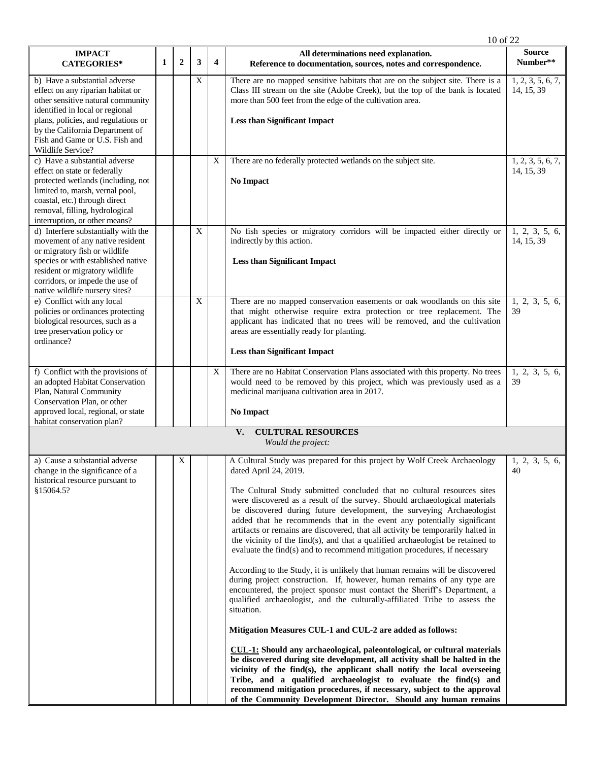| IMPACT CATEGORIES* | 1 | 2 | 3 | 4 | All determinations need explanation. Reference to documentation, sources, notes and correspondence. | Source Number** |
|---|---|---|---|---|---|---|
| b) Have a substantial adverse effect on any riparian habitat or other sensitive natural community identified in local or regional plans, policies, and regulations or by the California Department of Fish and Game or U.S. Fish and Wildlife Service? | | | X | | There are no mapped sensitive habitats that are on the subject site. There is a Class III stream on the site (Adobe Creek), but the top of the bank is located more than 500 feet from the edge of the cultivation area.<br><br>**Less than Significant Impact** | 1, 2, 3, 5, 6, 7, 14, 15, 39 |
| c) Have a substantial adverse effect on state or federally protected wetlands (including, not limited to, marsh, vernal pool, coastal, etc.) through direct removal, filling, hydrological interruption, or other means? | | | | X | There are no federally protected wetlands on the subject site.<br><br>**No Impact** | 1, 2, 3, 5, 6, 7, 14, 15, 39 |
| d) Interfere substantially with the movement of any native resident or migratory fish or wildlife species or with established native resident or migratory wildlife corridors, or impede the use of native wildlife nursery sites? | | | X | | No fish species or migratory corridors will be impacted either directly or indirectly by this action.<br><br>**Less than Significant Impact** | 1, 2, 3, 5, 6, 14, 15, 39 |
| e) Conflict with any local policies or ordinances protecting biological resources, such as a tree preservation policy or ordinance? | | | X | | There are no mapped conservation easements or oak woodlands on this site that might otherwise require extra protection or tree replacement. The applicant has indicated that no trees will be removed, and the cultivation areas are essentially ready for planting.<br><br>**Less than Significant Impact** | 1, 2, 3, 5, 6, 39 |
| f) Conflict with the provisions of an adopted Habitat Conservation Plan, Natural Community Conservation Plan, or other approved local, regional, or state habitat conservation plan? | | | | X | There are no Habitat Conservation Plans associated with this property. No trees would need to be removed by this project, which was previously used as a medicinal marijuana cultivation area in 2017.<br><br>**No Impact** | 1, 2, 3, 5, 6, 39 |
| | | | | | **V. CULTURAL RESOURCES**<br>*Would the project:* | |
| a) Cause a substantial adverse change in the significance of a historical resource pursuant to §15064.5? | | X | | | A Cultural Study was prepared for this project by Wolf Creek Archaeology dated April 24, 2019.<br><br>The Cultural Study submitted concluded that no cultural resources sites were discovered as a result of the survey. Should archaeological materials be discovered during future development, the surveying Archaeologist added that he recommends that in the event any potentially significant artifacts or remains are discovered, that all activity be temporarily halted in the vicinity of the find(s), and that a qualified archaeologist be retained to evaluate the find(s) and to recommend mitigation procedures, if necessary<br><br>According to the Study, it is unlikely that human remains will be discovered during project construction. If, however, human remains of any type are encountered, the project sponsor must contact the Sheriff's Department, a qualified archaeologist, and the culturally-affiliated Tribe to assess the situation.<br><br>**Mitigation Measures CUL-1 and CUL-2 are added as follows:**<br><br>**<u>CUL-1:</u> Should any archaeological, paleontological, or cultural materials be discovered during site development, all activity shall be halted in the vicinity of the find(s), the applicant shall notify the local overseeing Tribe, and a qualified archaeologist to evaluate the find(s) and recommend mitigation procedures, if necessary, subject to the approval of the Community Development Director. Should any human remains** | 1, 2, 3, 5, 6, 40 |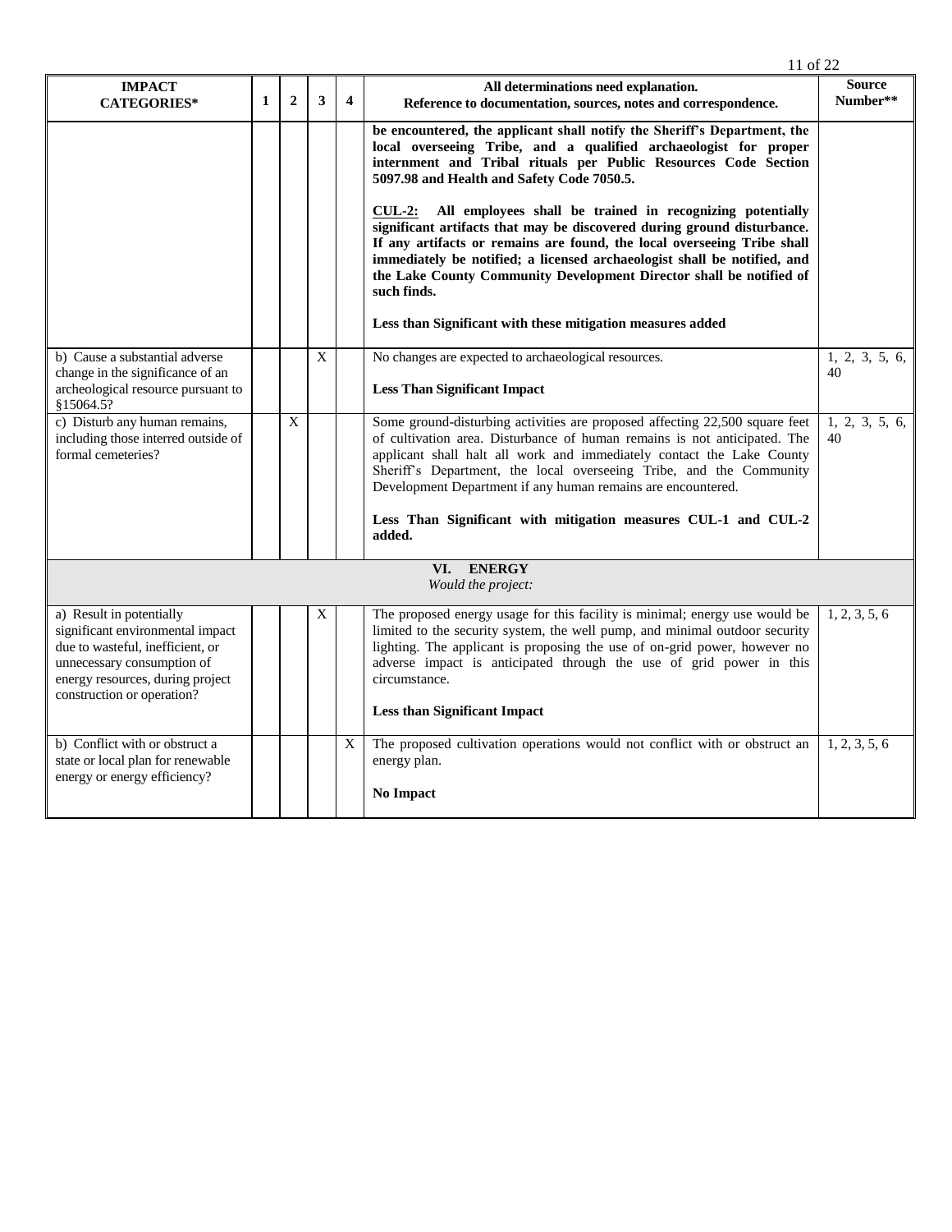| IMPACT CATEGORIES* | 1 | 2 | 3 | 4 | All determinations need explanation. Reference to documentation, sources, notes and correspondence. | Source Number** |
|---|---|---|---|---|---|---|
| | | | | | **be encountered, the applicant shall notify the Sheriff's Department, the local overseeing Tribe, and a qualified archaeologist for proper internment and Tribal rituals per Public Resources Code Section 5097.98 and Health and Safety Code 7050.5.**<br><br>**<u>CUL-2:</u> All employees shall be trained in recognizing potentially significant artifacts that may be discovered during ground disturbance. If any artifacts or remains are found, the local overseeing Tribe shall immediately be notified; a licensed archaeologist shall be notified, and the Lake County Community Development Director shall be notified of such finds.**<br><br>**Less than Significant with these mitigation measures added** | |
| b) Cause a substantial adverse change in the significance of an archeological resource pursuant to §15064.5? | | | X | | No changes are expected to archaeological resources.<br><br>**Less Than Significant Impact** | 1, 2, 3, 5, 6, 40 |
| c) Disturb any human remains, including those interred outside of formal cemeteries? | | X | | | Some ground-disturbing activities are proposed affecting 22,500 square feet of cultivation area. Disturbance of human remains is not anticipated. The applicant shall halt all work and immediately contact the Lake County Sheriff's Department, the local overseeing Tribe, and the Community Development Department if any human remains are encountered.<br><br>**Less Than Significant with mitigation measures CUL-1 and CUL-2 added.** | 1, 2, 3, 5, 6, 40 |
| **VI. ENERGY**<br>*Would the project:* | | | | | | |
| a) Result in potentially significant environmental impact due to wasteful, inefficient, or unnecessary consumption of energy resources, during project construction or operation? | | | X | | The proposed energy usage for this facility is minimal; energy use would be limited to the security system, the well pump, and minimal outdoor security lighting. The applicant is proposing the use of on-grid power, however no adverse impact is anticipated through the use of grid power in this circumstance.<br><br>**Less than Significant Impact** | 1, 2, 3, 5, 6 |
| b) Conflict with or obstruct a state or local plan for renewable energy or energy efficiency? | | | | X | The proposed cultivation operations would not conflict with or obstruct an energy plan.<br><br>**No Impact** | 1, 2, 3, 5, 6 |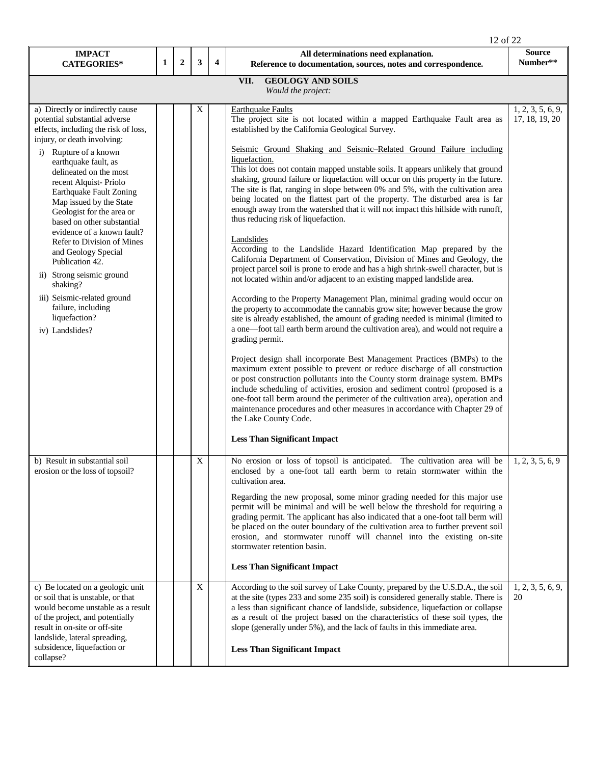| IMPACT CATEGORIES* | 1 | 2 | 3 | 4 | All determinations need explanation. Reference to documentation, sources, notes and correspondence. | Source Number** |
|---|---|---|---|---|---|---|
| **VII. GEOLOGY AND SOILS** *Would the project:* | | | | | | |
| a) Directly or indirectly cause potential substantial adverse effects, including the risk of loss, injury, or death involving:<br>i) Rupture of a known earthquake fault, as delineated on the most recent Alquist- Priolo Earthquake Fault Zoning Map issued by the State Geologist for the area or based on other substantial evidence of a known fault? Refer to Division of Mines and Geology Special Publication 42.<br>ii) Strong seismic ground shaking?<br>iii) Seismic-related ground failure, including liquefaction?<br>iv) Landslides? | | | X | | Earthquake Faults<br>The project site is not located within a mapped Earthquake Fault area as established by the California Geological Survey.<br><br>Seismic Ground Shaking and Seismic–Related Ground Failure including liquefaction.<br>This lot does not contain mapped unstable soils. It appears unlikely that ground shaking, ground failure or liquefaction will occur on this property in the future. The site is flat, ranging in slope between 0% and 5%, with the cultivation area being located on the flattest part of the property. The disturbed area is far enough away from the watershed that it will not impact this hillside with runoff, thus reducing risk of liquefaction.<br><br>Landslides<br>According to the Landslide Hazard Identification Map prepared by the California Department of Conservation, Division of Mines and Geology, the project parcel soil is prone to erode and has a high shrink-swell character, but is not located within and/or adjacent to an existing mapped landslide area.<br><br>According to the Property Management Plan, minimal grading would occur on the property to accommodate the cannabis grow site; however because the grow site is already established, the amount of grading needed is minimal (limited to a one—foot tall earth berm around the cultivation area), and would not require a grading permit.<br><br>Project design shall incorporate Best Management Practices (BMPs) to the maximum extent possible to prevent or reduce discharge of all construction or post construction pollutants into the County storm drainage system. BMPs include scheduling of activities, erosion and sediment control (proposed is a one-foot tall berm around the perimeter of the cultivation area), operation and maintenance procedures and other measures in accordance with Chapter 29 of the Lake County Code.<br><br>**Less Than Significant Impact** | 1, 2, 3, 5, 6, 9, 17, 18, 19, 20 |
| b) Result in substantial soil erosion or the loss of topsoil? | | | X | | No erosion or loss of topsoil is anticipated. The cultivation area will be enclosed by a one-foot tall earth berm to retain stormwater within the cultivation area.<br><br>Regarding the new proposal, some minor grading needed for this major use permit will be minimal and will be well below the threshold for requiring a grading permit. The applicant has also indicated that a one-foot tall berm will be placed on the outer boundary of the cultivation area to further prevent soil erosion, and stormwater runoff will channel into the existing on-site stormwater retention basin.<br><br>**Less Than Significant Impact** | 1, 2, 3, 5, 6, 9 |
| c) Be located on a geologic unit or soil that is unstable, or that would become unstable as a result of the project, and potentially result in on-site or off-site landslide, lateral spreading, subsidence, liquefaction or collapse? | | | X | | According to the soil survey of Lake County, prepared by the U.S.D.A., the soil at the site (types 233 and some 235 soil) is considered generally stable. There is a less than significant chance of landslide, subsidence, liquefaction or collapse as a result of the project based on the characteristics of these soil types, the slope (generally under 5%), and the lack of faults in this immediate area.<br><br>**Less Than Significant Impact** | 1, 2, 3, 5, 6, 9, 20 |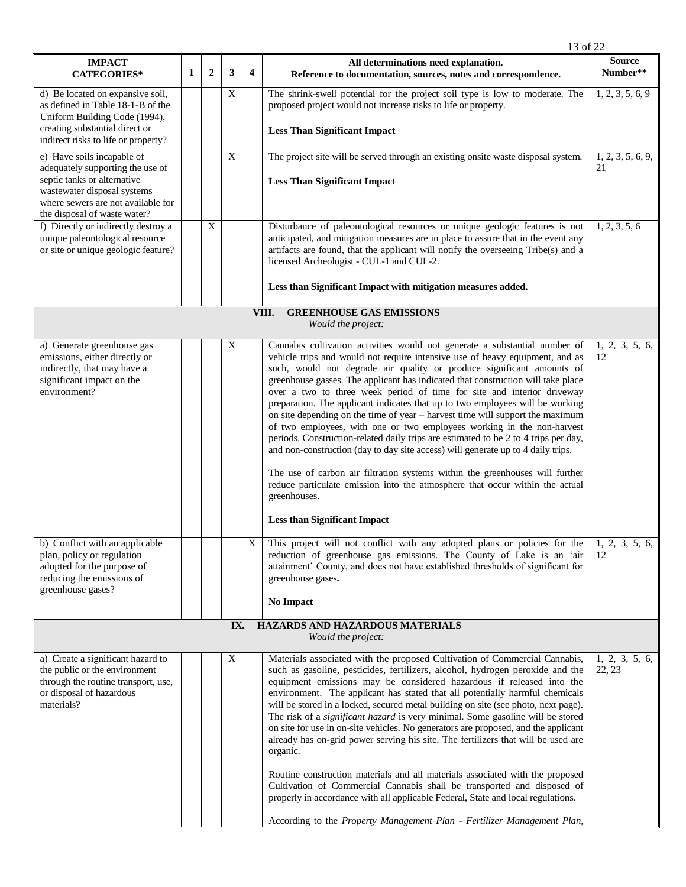| IMPACT CATEGORIES* | 1 | 2 | 3 | 4 | All determinations need explanation. Reference to documentation, sources, notes and correspondence. | Source Number** |
|---|---|---|---|---|---|---|
| d) Be located on expansive soil, as defined in Table 18-1-B of the Uniform Building Code (1994), creating substantial direct or indirect risks to life or property? | | | X | | The shrink-swell potential for the project soil type is low to moderate. The proposed project would not increase risks to life or property.<br><br>**Less Than Significant Impact** | 1, 2, 3, 5, 6, 9 |
| e) Have soils incapable of adequately supporting the use of septic tanks or alternative wastewater disposal systems where sewers are not available for the disposal of waste water? | | | X | | The project site will be served through an existing onsite waste disposal system.<br><br>**Less Than Significant Impact** | 1, 2, 3, 5, 6, 9, 21 |
| f) Directly or indirectly destroy a unique paleontological resource or site or unique geologic feature? | | X | | | Disturbance of paleontological resources or unique geologic features is not anticipated, and mitigation measures are in place to assure that in the event any artifacts are found, that the applicant will notify the overseeing Tribe(s) and a licensed Archeologist - CUL-1 and CUL-2.<br><br>**Less than Significant Impact with mitigation measures added.** | 1, 2, 3, 5, 6 |
| **VIII. GREENHOUSE GAS EMISSIONS** *Would the project:* | | | | | | |
| a) Generate greenhouse gas emissions, either directly or indirectly, that may have a significant impact on the environment? | | | X | | Cannabis cultivation activities would not generate a substantial number of vehicle trips and would not require intensive use of heavy equipment, and as such, would not degrade air quality or produce significant amounts of greenhouse gasses. The applicant has indicated that construction will take place over a two to three week period of time for site and interior driveway preparation. The applicant indicates that up to two employees will be working on site depending on the time of year – harvest time will support the maximum of two employees, with one or two employees working in the non-harvest periods. Construction-related daily trips are estimated to be 2 to 4 trips per day, and non-construction (day to day site access) will generate up to 4 daily trips.<br><br>The use of carbon air filtration systems within the greenhouses will further reduce particulate emission into the atmosphere that occur within the actual greenhouses.<br><br>**Less than Significant Impact** | 1, 2, 3, 5, 6, 12 |
| b) Conflict with an applicable plan, policy or regulation adopted for the purpose of reducing the emissions of greenhouse gases? | | | | X | This project will not conflict with any adopted plans or policies for the reduction of greenhouse gas emissions. The County of Lake is an 'air attainment' County, and does not have established thresholds of significant for greenhouse gases.<br><br>**No Impact** | 1, 2, 3, 5, 6, 12 |
| **IX. HAZARDS AND HAZARDOUS MATERIALS** *Would the project:* | | | | | | |
| a) Create a significant hazard to the public or the environment through the routine transport, use, or disposal of hazardous materials? | | | X | | Materials associated with the proposed Cultivation of Commercial Cannabis, such as gasoline, pesticides, fertilizers, alcohol, hydrogen peroxide and the equipment emissions may be considered hazardous if released into the environment. The applicant has stated that all potentially harmful chemicals will be stored in a locked, secured metal building on site (see photo, next page). The risk of a ***significant hazard*** is very minimal. Some gasoline will be stored on site for use in on-site vehicles. No generators are proposed, and the applicant already has on-grid power serving his site. The fertilizers that will be used are organic.<br><br>Routine construction materials and all materials associated with the proposed Cultivation of Commercial Cannabis shall be transported and disposed of properly in accordance with all applicable Federal, State and local regulations.<br><br>According to the *Property Management Plan - Fertilizer Management Plan,* | 1, 2, 3, 5, 6, 22, 23 |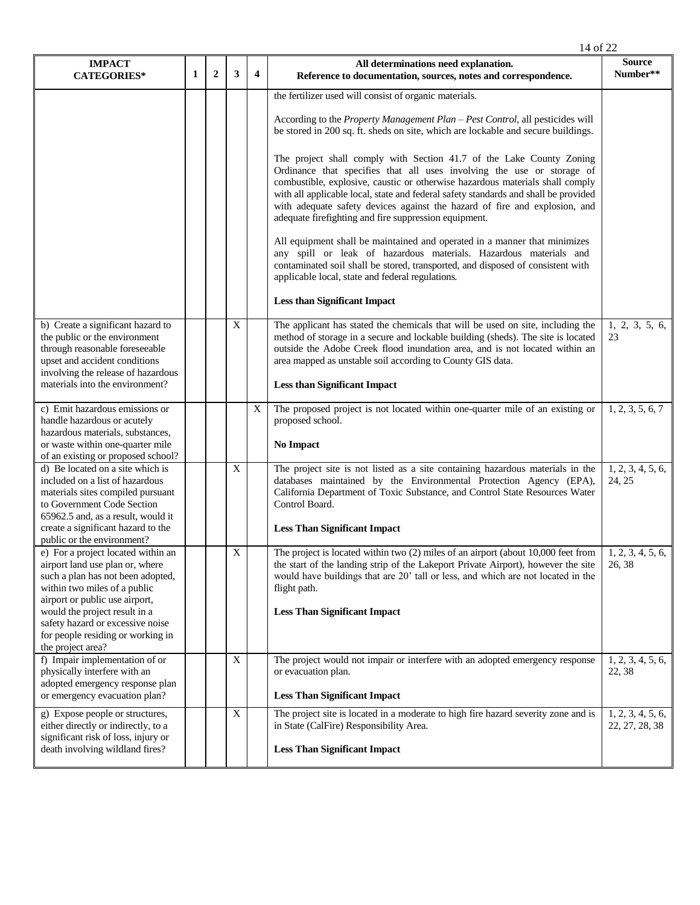| IMPACT CATEGORIES* | 1 | 2 | 3 | 4 | All determinations need explanation. Reference to documentation, sources, notes and correspondence. | Source Number** |
|---|---|---|---|---|---|---|
| | | | | | the fertilizer used will consist of organic materials.<br><br>According to the *Property Management Plan – Pest Control*, all pesticides will be stored in 200 sq. ft. sheds on site, which are lockable and secure buildings.<br><br>The project shall comply with Section 41.7 of the Lake County Zoning Ordinance that specifies that all uses involving the use or storage of combustible, explosive, caustic or otherwise hazardous materials shall comply with all applicable local, state and federal safety standards and shall be provided with adequate safety devices against the hazard of fire and explosion, and adequate firefighting and fire suppression equipment.<br><br>All equipment shall be maintained and operated in a manner that minimizes any spill or leak of hazardous materials. Hazardous materials and contaminated soil shall be stored, transported, and disposed of consistent with applicable local, state and federal regulations.<br><br>**Less than Significant Impact** | |
| b) Create a significant hazard to the public or the environment through reasonable foreseeable upset and accident conditions involving the release of hazardous materials into the environment? | | | X | | The applicant has stated the chemicals that will be used on site, including the method of storage in a secure and lockable building (sheds). The site is located outside the Adobe Creek flood inundation area, and is not located within an area mapped as unstable soil according to County GIS data.<br><br>**Less than Significant Impact** | 1, 2, 3, 5, 6, 23 |
| c) Emit hazardous emissions or handle hazardous or acutely hazardous materials, substances, or waste within one-quarter mile of an existing or proposed school? | | | | X | The proposed project is not located within one-quarter mile of an existing or proposed school.<br><br>**No Impact** | 1, 2, 3, 5, 6, 7 |
| d) Be located on a site which is included on a list of hazardous materials sites compiled pursuant to Government Code Section 65962.5 and, as a result, would it create a significant hazard to the public or the environment? | | | X | | The project site is not listed as a site containing hazardous materials in the databases maintained by the Environmental Protection Agency (EPA), California Department of Toxic Substance, and Control State Resources Water Control Board.<br><br>**Less Than Significant Impact** | 1, 2, 3, 4, 5, 6, 24, 25 |
| e) For a project located within an airport land use plan or, where such a plan has not been adopted, within two miles of a public airport or public use airport, would the project result in a safety hazard or excessive noise for people residing or working in the project area? | | | X | | The project is located within two (2) miles of an airport (about 10,000 feet from the start of the landing strip of the Lakeport Private Airport), however the site would have buildings that are 20' tall or less, and which are not located in the flight path.<br><br>**Less Than Significant Impact** | 1, 2, 3, 4, 5, 6, 26, 38 |
| f) Impair implementation of or physically interfere with an adopted emergency response plan or emergency evacuation plan? | | | X | | The project would not impair or interfere with an adopted emergency response or evacuation plan.<br><br>**Less Than Significant Impact** | 1, 2, 3, 4, 5, 6, 22, 38 |
| g) Expose people or structures, either directly or indirectly, to a significant risk of loss, injury or death involving wildland fires? | | | X | | The project site is located in a moderate to high fire hazard severity zone and is in State (CalFire) Responsibility Area.<br><br>**Less Than Significant Impact** | 1, 2, 3, 4, 5, 6, 22, 27, 28, 38 |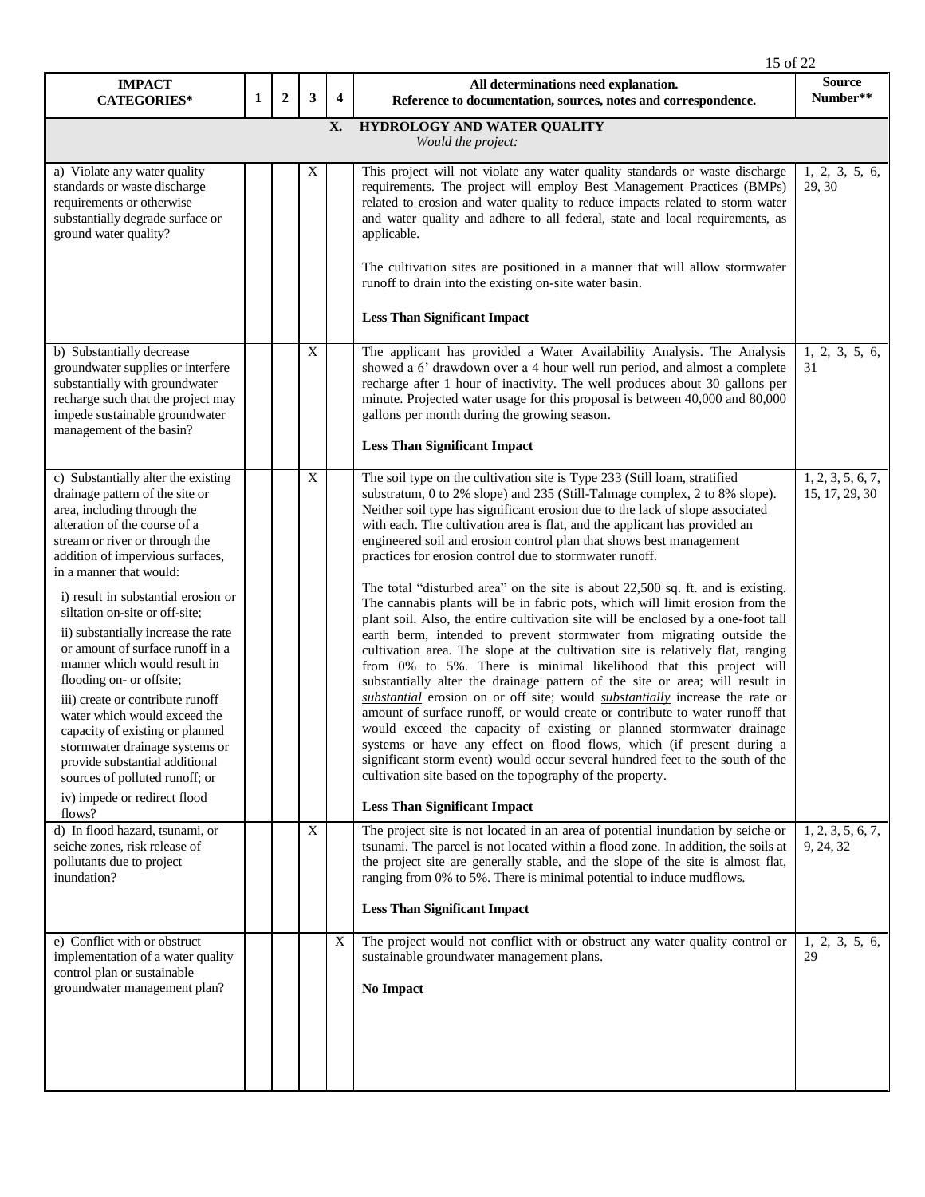| IMPACT CATEGORIES* | 1 | 2 | 3 | 4 | All determinations need explanation. Reference to documentation, sources, notes and correspondence. | Source Number** |
|---|---|---|---|---|---|---|
| | | | | | **X. HYDROLOGY AND WATER QUALITY** *Would the project:* | |
| a) Violate any water quality standards or waste discharge requirements or otherwise substantially degrade surface or ground water quality? | | | X | | This project will not violate any water quality standards or waste discharge requirements. The project will employ Best Management Practices (BMPs) related to erosion and water quality to reduce impacts related to storm water and water quality and adhere to all federal, state and local requirements, as applicable.<br><br>The cultivation sites are positioned in a manner that will allow stormwater runoff to drain into the existing on-site water basin.<br><br>**Less Than Significant Impact** | 1, 2, 3, 5, 6, 29, 30 |
| b) Substantially decrease groundwater supplies or interfere substantially with groundwater recharge such that the project may impede sustainable groundwater management of the basin? | | | X | | The applicant has provided a Water Availability Analysis. The Analysis showed a 6' drawdown over a 4 hour well run period, and almost a complete recharge after 1 hour of inactivity. The well produces about 30 gallons per minute. Projected water usage for this proposal is between 40,000 and 80,000 gallons per month during the growing season.<br><br>**Less Than Significant Impact** | 1, 2, 3, 5, 6, 31 |
| c) Substantially alter the existing drainage pattern of the site or area, including through the alteration of the course of a stream or river or through the addition of impervious surfaces, in a manner that would:<br>i) result in substantial erosion or siltation on-site or off-site;<br>ii) substantially increase the rate or amount of surface runoff in a manner which would result in flooding on- or offsite;<br>iii) create or contribute runoff water which would exceed the capacity of existing or planned stormwater drainage systems or provide substantial additional sources of polluted runoff; or<br>iv) impede or redirect flood flows? | | | X | | The soil type on the cultivation site is Type 233 (Still loam, stratified substratum, 0 to 2% slope) and 235 (Still-Talmage complex, 2 to 8% slope). Neither soil type has significant erosion due to the lack of slope associated with each. The cultivation area is flat, and the applicant has provided an engineered soil and erosion control plan that shows best management practices for erosion control due to stormwater runoff.<br><br>The total "disturbed area" on the site is about 22,500 sq. ft. and is existing. The cannabis plants will be in fabric pots, which will limit erosion from the plant soil. Also, the entire cultivation site will be enclosed by a one-foot tall earth berm, intended to prevent stormwater from migrating outside the cultivation area. The slope at the cultivation site is relatively flat, ranging from 0% to 5%. There is minimal likelihood that this project will substantially alter the drainage pattern of the site or area; will result in *substantial* erosion on or off site; would *substantially* increase the rate or amount of surface runoff, or would create or contribute to water runoff that would exceed the capacity of existing or planned stormwater drainage systems or have any effect on flood flows, which (if present during a significant storm event) would occur several hundred feet to the south of the cultivation site based on the topography of the property.<br><br>**Less Than Significant Impact** | 1, 2, 3, 5, 6, 7, 15, 17, 29, 30 |
| d) In flood hazard, tsunami, or seiche zones, risk release of pollutants due to project inundation? | | | X | | The project site is not located in an area of potential inundation by seiche or tsunami. The parcel is not located within a flood zone. In addition, the soils at the project site are generally stable, and the slope of the site is almost flat, ranging from 0% to 5%. There is minimal potential to induce mudflows.<br><br>**Less Than Significant Impact** | 1, 2, 3, 5, 6, 7, 9, 24, 32 |
| e) Conflict with or obstruct implementation of a water quality control plan or sustainable groundwater management plan? | | | | X | The project would not conflict with or obstruct any water quality control or sustainable groundwater management plans.<br><br>**No Impact** | 1, 2, 3, 5, 6, 29 |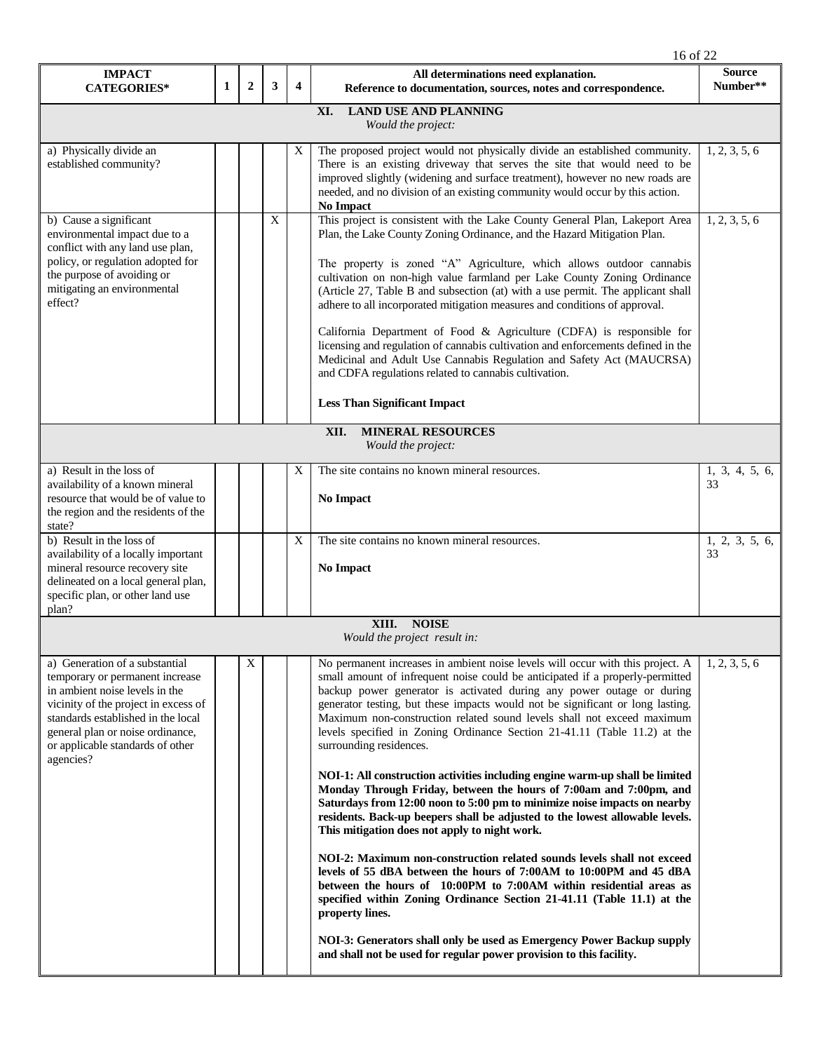| IMPACT CATEGORIES* | 1 | 2 | 3 | 4 | All determinations need explanation. Reference to documentation, sources, notes and correspondence. | Source Number** |
|---|---|---|---|---|---|---|
| **XI. LAND USE AND PLANNING** *Would the project:* | | | | | | |
| a) Physically divide an established community? | | | | X | The proposed project would not physically divide an established community. There is an existing driveway that serves the site that would need to be improved slightly (widening and surface treatment), however no new roads are needed, and no division of an existing community would occur by this action. **No Impact** | 1, 2, 3, 5, 6 |
| b) Cause a significant environmental impact due to a conflict with any land use plan, policy, or regulation adopted for the purpose of avoiding or mitigating an environmental effect? | | | X | | This project is consistent with the Lake County General Plan, Lakeport Area Plan, the Lake County Zoning Ordinance, and the Hazard Mitigation Plan.<br><br>The property is zoned "A" Agriculture, which allows outdoor cannabis cultivation on non-high value farmland per Lake County Zoning Ordinance (Article 27, Table B and subsection (at) with a use permit. The applicant shall adhere to all incorporated mitigation measures and conditions of approval.<br><br>California Department of Food & Agriculture (CDFA) is responsible for licensing and regulation of cannabis cultivation and enforcements defined in the Medicinal and Adult Use Cannabis Regulation and Safety Act (MAUCRSA) and CDFA regulations related to cannabis cultivation.<br><br>**Less Than Significant Impact** | 1, 2, 3, 5, 6 |
| **XII. MINERAL RESOURCES** *Would the project:* | | | | | | |
| a) Result in the loss of availability of a known mineral resource that would be of value to the region and the residents of the state? | | | | X | The site contains no known mineral resources.<br><br>**No Impact** | 1, 3, 4, 5, 6, 33 |
| b) Result in the loss of availability of a locally important mineral resource recovery site delineated on a local general plan, specific plan, or other land use plan? | | | | X | The site contains no known mineral resources.<br><br>**No Impact** | 1, 2, 3, 5, 6, 33 |
| **XIII. NOISE** *Would the project result in:* | | | | | | |
| a) Generation of a substantial temporary or permanent increase in ambient noise levels in the vicinity of the project in excess of standards established in the local general plan or noise ordinance, or applicable standards of other agencies? | | X | | | No permanent increases in ambient noise levels will occur with this project. A small amount of infrequent noise could be anticipated if a properly-permitted backup power generator is activated during any power outage or during generator testing, but these impacts would not be significant or long lasting. Maximum non-construction related sound levels shall not exceed maximum levels specified in Zoning Ordinance Section 21-41.11 (Table 11.2) at the surrounding residences.<br><br>**NOI-1: All construction activities including engine warm-up shall be limited Monday Through Friday, between the hours of 7:00am and 7:00pm, and Saturdays from 12:00 noon to 5:00 pm to minimize noise impacts on nearby residents. Back-up beepers shall be adjusted to the lowest allowable levels. This mitigation does not apply to night work.**<br><br>**NOI-2: Maximum non-construction related sounds levels shall not exceed levels of 55 dBA between the hours of 7:00AM to 10:00PM and 45 dBA between the hours of 10:00PM to 7:00AM within residential areas as specified within Zoning Ordinance Section 21-41.11 (Table 11.1) at the property lines.**<br><br>**NOI-3: Generators shall only be used as Emergency Power Backup supply and shall not be used for regular power provision to this facility.** | 1, 2, 3, 5, 6 |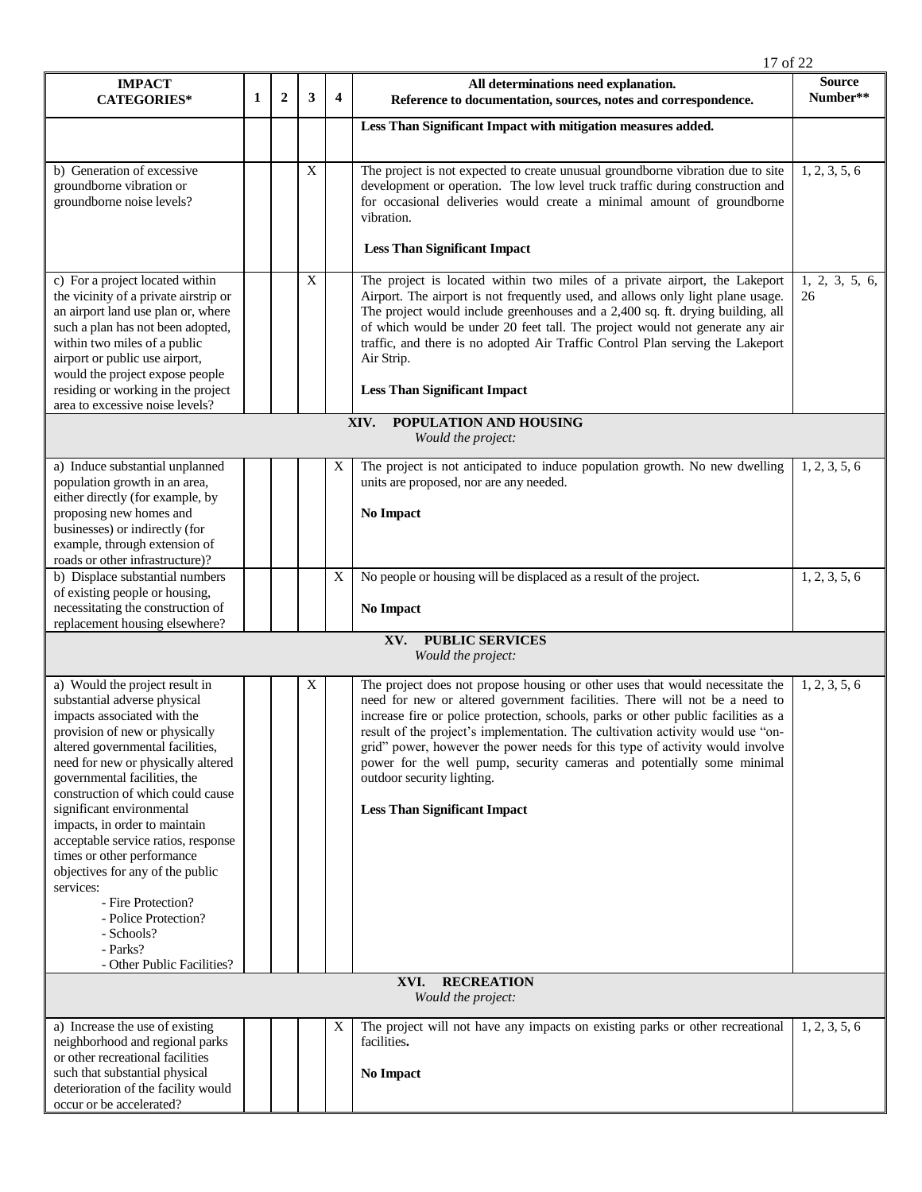| IMPACT CATEGORIES* | 1 | 2 | 3 | 4 | All determinations need explanation. Reference to documentation, sources, notes and correspondence. | Source Number** |
|---|---|---|---|---|---|---|
| | | | | | **Less Than Significant Impact with mitigation measures added.** | |
| b) Generation of excessive groundborne vibration or groundborne noise levels? | | | X | | The project is not expected to create unusual groundborne vibration due to site development or operation. The low level truck traffic during construction and for occasional deliveries would create a minimal amount of groundborne vibration.<br><br>**Less Than Significant Impact** | 1, 2, 3, 5, 6 |
| c) For a project located within the vicinity of a private airstrip or an airport land use plan or, where such a plan has not been adopted, within two miles of a public airport or public use airport, would the project expose people residing or working in the project area to excessive noise levels? | | | X | | The project is located within two miles of a private airport, the Lakeport Airport. The airport is not frequently used, and allows only light plane usage. The project would include greenhouses and a 2,400 sq. ft. drying building, all of which would be under 20 feet tall. The project would not generate any air traffic, and there is no adopted Air Traffic Control Plan serving the Lakeport Air Strip.<br><br>**Less Than Significant Impact** | 1, 2, 3, 5, 6, 26 |
| **XIV. POPULATION AND HOUSING** *Would the project:* | | | | | | |
| a) Induce substantial unplanned population growth in an area, either directly (for example, by proposing new homes and businesses) or indirectly (for example, through extension of roads or other infrastructure)? | | | | X | The project is not anticipated to induce population growth. No new dwelling units are proposed, nor are any needed.<br><br>**No Impact** | 1, 2, 3, 5, 6 |
| b) Displace substantial numbers of existing people or housing, necessitating the construction of replacement housing elsewhere? | | | | X | No people or housing will be displaced as a result of the project.<br><br>**No Impact** | 1, 2, 3, 5, 6 |
| **XV. PUBLIC SERVICES** *Would the project:* | | | | | | |
| a) Would the project result in substantial adverse physical impacts associated with the provision of new or physically altered governmental facilities, need for new or physically altered governmental facilities, the construction of which could cause significant environmental impacts, in order to maintain acceptable service ratios, response times or other performance objectives for any of the public services:<br>- Fire Protection?<br>- Police Protection?<br>- Schools?<br>- Parks?<br>- Other Public Facilities? | | | X | | The project does not propose housing or other uses that would necessitate the need for new or altered government facilities. There will not be a need to increase fire or police protection, schools, parks or other public facilities as a result of the project's implementation. The cultivation activity would use "on-grid" power, however the power needs for this type of activity would involve power for the well pump, security cameras and potentially some minimal outdoor security lighting.<br><br>**Less Than Significant Impact** | 1, 2, 3, 5, 6 |
| **XVI. RECREATION** *Would the project:* | | | | | | |
| a) Increase the use of existing neighborhood and regional parks or other recreational facilities such that substantial physical deterioration of the facility would occur or be accelerated? | | | | X | The project will not have any impacts on existing parks or other recreational facilities.<br><br>**No Impact** | 1, 2, 3, 5, 6 |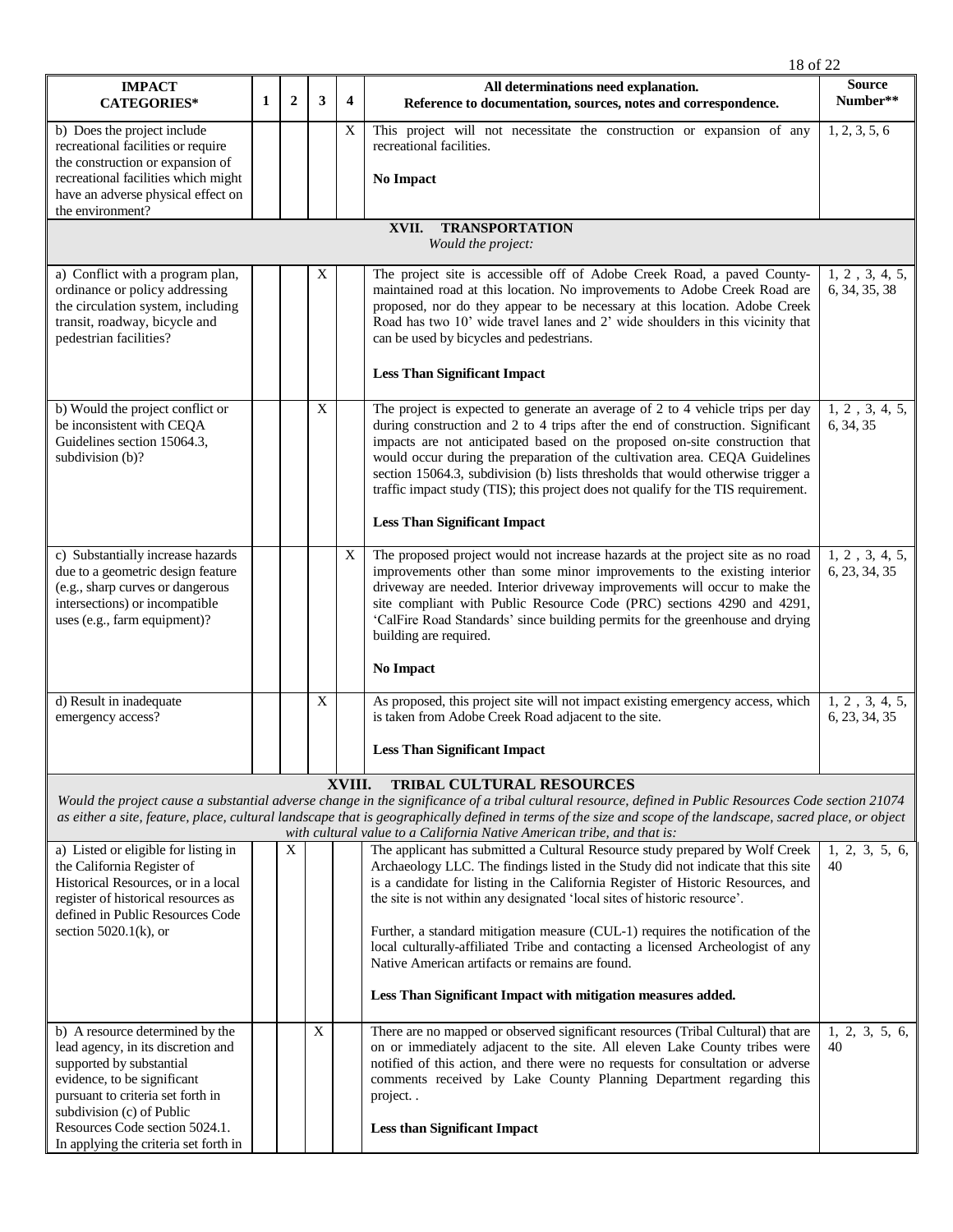| IMPACT CATEGORIES* | 1 | 2 | 3 | 4 | All determinations need explanation. Reference to documentation, sources, notes and correspondence. | Source Number** |
|---|---|---|---|---|---|---|
| b) Does the project include recreational facilities or require the construction or expansion of recreational facilities which might have an adverse physical effect on the environment? | | | | X | This project will not necessitate the construction or expansion of any recreational facilities.<br><br>**No Impact** | 1, 2, 3, 5, 6 |
| **XVII. TRANSPORTATION**<br>*Would the project:* | | | | | | |
| a) Conflict with a program plan, ordinance or policy addressing the circulation system, including transit, roadway, bicycle and pedestrian facilities? | | | X | | The project site is accessible off of Adobe Creek Road, a paved County-maintained road at this location. No improvements to Adobe Creek Road are proposed, nor do they appear to be necessary at this location. Adobe Creek Road has two 10' wide travel lanes and 2' wide shoulders in this vicinity that can be used by bicycles and pedestrians.<br><br>**Less Than Significant Impact** | 1, 2 , 3, 4, 5, 6, 34, 35, 38 |
| b) Would the project conflict or be inconsistent with CEQA Guidelines section 15064.3, subdivision (b)? | | | X | | The project is expected to generate an average of 2 to 4 vehicle trips per day during construction and 2 to 4 trips after the end of construction. Significant impacts are not anticipated based on the proposed on-site construction that would occur during the preparation of the cultivation area. CEQA Guidelines section 15064.3, subdivision (b) lists thresholds that would otherwise trigger a traffic impact study (TIS); this project does not qualify for the TIS requirement.<br><br>**Less Than Significant Impact** | 1, 2 , 3, 4, 5, 6, 34, 35 |
| c) Substantially increase hazards due to a geometric design feature (e.g., sharp curves or dangerous intersections) or incompatible uses (e.g., farm equipment)? | | | | X | The proposed project would not increase hazards at the project site as no road improvements other than some minor improvements to the existing interior driveway are needed. Interior driveway improvements will occur to make the site compliant with Public Resource Code (PRC) sections 4290 and 4291, 'CalFire Road Standards' since building permits for the greenhouse and drying building are required.<br><br>**No Impact** | 1, 2 , 3, 4, 5, 6, 23, 34, 35 |
| d) Result in inadequate emergency access? | | | X | | As proposed, this project site will not impact existing emergency access, which is taken from Adobe Creek Road adjacent to the site.<br><br>**Less Than Significant Impact** | 1, 2 , 3, 4, 5, 6, 23, 34, 35 |
| **XVIII. TRIBAL CULTURAL RESOURCES**<br>*Would the project cause a substantial adverse change in the significance of a tribal cultural resource, defined in Public Resources Code section 21074 as either a site, feature, place, cultural landscape that is geographically defined in terms of the size and scope of the landscape, sacred place, or object with cultural value to a California Native American tribe, and that is:* | | | | | | |
| a) Listed or eligible for listing in the California Register of Historical Resources, or in a local register of historical resources as defined in Public Resources Code section 5020.1(k), or | | X | | | The applicant has submitted a Cultural Resource study prepared by Wolf Creek Archaeology LLC. The findings listed in the Study did not indicate that this site is a candidate for listing in the California Register of Historic Resources, and the site is not within any designated 'local sites of historic resource'.<br><br>Further, a standard mitigation measure (CUL-1) requires the notification of the local culturally-affiliated Tribe and contacting a licensed Archeologist of any Native American artifacts or remains are found.<br><br>**Less Than Significant Impact with mitigation measures added.** | 1, 2, 3, 5, 6, 40 |
| b) A resource determined by the lead agency, in its discretion and supported by substantial evidence, to be significant pursuant to criteria set forth in subdivision (c) of Public Resources Code section 5024.1. In applying the criteria set forth in | | | X | | There are no mapped or observed significant resources (Tribal Cultural) that are on or immediately adjacent to the site. All eleven Lake County tribes were notified of this action, and there were no requests for consultation or adverse comments received by Lake County Planning Department regarding this project. .<br><br>**Less than Significant Impact** | 1, 2, 3, 5, 6, 40 |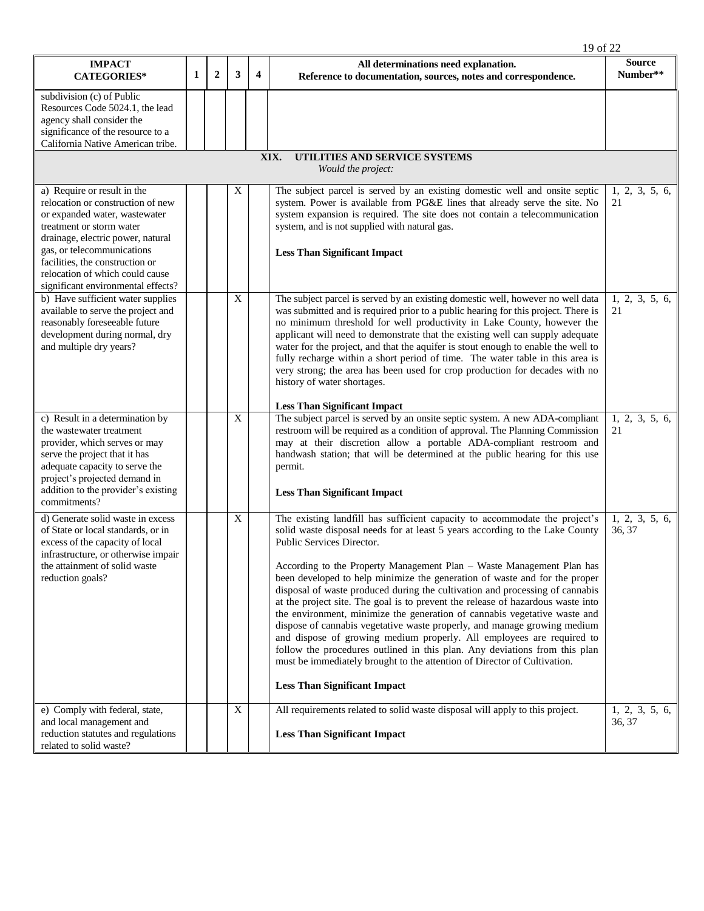| IMPACT CATEGORIES* | 1 | 2 | 3 | 4 | All determinations need explanation. Reference to documentation, sources, notes and correspondence. | Source Number** |
|---|---|---|---|---|---|---|
| subdivision (c) of Public Resources Code 5024.1, the lead agency shall consider the significance of the resource to a California Native American tribe. | | | | | | |
| **XIX. UTILITIES AND SERVICE SYSTEMS** *Would the project:* | | | | | | |
| a) Require or result in the relocation or construction of new or expanded water, wastewater treatment or storm water drainage, electric power, natural gas, or telecommunications facilities, the construction or relocation of which could cause significant environmental effects? | | | X | | The subject parcel is served by an existing domestic well and onsite septic system. Power is available from PG&E lines that already serve the site. No system expansion is required. The site does not contain a telecommunication system, and is not supplied with natural gas. **Less Than Significant Impact** | 1, 2, 3, 5, 6, 21 |
| b) Have sufficient water supplies available to serve the project and reasonably foreseeable future development during normal, dry and multiple dry years? | | | X | | The subject parcel is served by an existing domestic well, however no well data was submitted and is required prior to a public hearing for this project. There is no minimum threshold for well productivity in Lake County, however the applicant will need to demonstrate that the existing well can supply adequate water for the project, and that the aquifer is stout enough to enable the well to fully recharge within a short period of time. The water table in this area is very strong; the area has been used for crop production for decades with no history of water shortages. **Less Than Significant Impact** | 1, 2, 3, 5, 6, 21 |
| c) Result in a determination by the wastewater treatment provider, which serves or may serve the project that it has adequate capacity to serve the project's projected demand in addition to the provider's existing commitments? | | | X | | The subject parcel is served by an onsite septic system. A new ADA-compliant restroom will be required as a condition of approval. The Planning Commission may at their discretion allow a portable ADA-compliant restroom and handwash station; that will be determined at the public hearing for this use permit. **Less Than Significant Impact** | 1, 2, 3, 5, 6, 21 |
| d) Generate solid waste in excess of State or local standards, or in excess of the capacity of local infrastructure, or otherwise impair the attainment of solid waste reduction goals? | | | X | | The existing landfill has sufficient capacity to accommodate the project's solid waste disposal needs for at least 5 years according to the Lake County Public Services Director. According to the Property Management Plan – Waste Management Plan has been developed to help minimize the generation of waste and for the proper disposal of waste produced during the cultivation and processing of cannabis at the project site. The goal is to prevent the release of hazardous waste into the environment, minimize the generation of cannabis vegetative waste and dispose of cannabis vegetative waste properly, and manage growing medium and dispose of growing medium properly. All employees are required to follow the procedures outlined in this plan. Any deviations from this plan must be immediately brought to the attention of Director of Cultivation. **Less Than Significant Impact** | 1, 2, 3, 5, 6, 36, 37 |
| e) Comply with federal, state, and local management and reduction statutes and regulations related to solid waste? | | | X | | All requirements related to solid waste disposal will apply to this project. **Less Than Significant Impact** | 1, 2, 3, 5, 6, 36, 37 |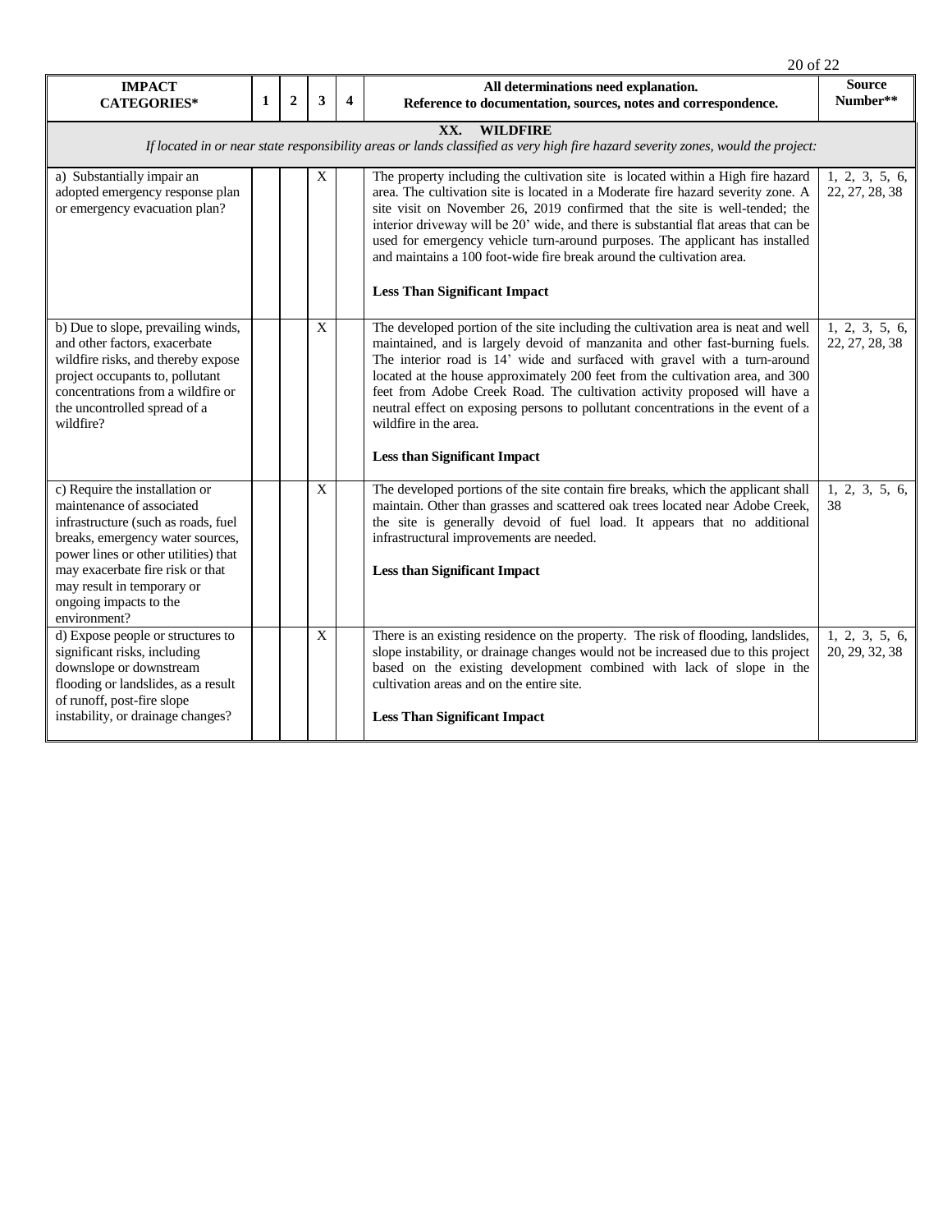| IMPACT CATEGORIES* | 1 | 2 | 3 | 4 | All determinations need explanation. Reference to documentation, sources, notes and correspondence. | Source Number** |
|---|---|---|---|---|---|---|
| **XX. WILDFIRE** *If located in or near state responsibility areas or lands classified as very high fire hazard severity zones, would the project:* | | | | | | |
| a) Substantially impair an adopted emergency response plan or emergency evacuation plan? | | | X | | The property including the cultivation site is located within a High fire hazard area. The cultivation site is located in a Moderate fire hazard severity zone. A site visit on November 26, 2019 confirmed that the site is well-tended; the interior driveway will be 20' wide, and there is substantial flat areas that can be used for emergency vehicle turn-around purposes. The applicant has installed and maintains a 100 foot-wide fire break around the cultivation area. **Less Than Significant Impact** | 1, 2, 3, 5, 6, 22, 27, 28, 38 |
| b) Due to slope, prevailing winds, and other factors, exacerbate wildfire risks, and thereby expose project occupants to, pollutant concentrations from a wildfire or the uncontrolled spread of a wildfire? | | | X | | The developed portion of the site including the cultivation area is neat and well maintained, and is largely devoid of manzanita and other fast-burning fuels. The interior road is 14' wide and surfaced with gravel with a turn-around located at the house approximately 200 feet from the cultivation area, and 300 feet from Adobe Creek Road. The cultivation activity proposed will have a neutral effect on exposing persons to pollutant concentrations in the event of a wildfire in the area. **Less than Significant Impact** | 1, 2, 3, 5, 6, 22, 27, 28, 38 |
| c) Require the installation or maintenance of associated infrastructure (such as roads, fuel breaks, emergency water sources, power lines or other utilities) that may exacerbate fire risk or that may result in temporary or ongoing impacts to the environment? | | | X | | The developed portions of the site contain fire breaks, which the applicant shall maintain. Other than grasses and scattered oak trees located near Adobe Creek, the site is generally devoid of fuel load. It appears that no additional infrastructural improvements are needed. **Less than Significant Impact** | 1, 2, 3, 5, 6, 38 |
| d) Expose people or structures to significant risks, including downslope or downstream flooding or landslides, as a result of runoff, post-fire slope instability, or drainage changes? | | | X | | There is an existing residence on the property. The risk of flooding, landslides, slope instability, or drainage changes would not be increased due to this project based on the existing development combined with lack of slope in the cultivation areas and on the entire site. **Less Than Significant Impact** | 1, 2, 3, 5, 6, 20, 29, 32, 38 |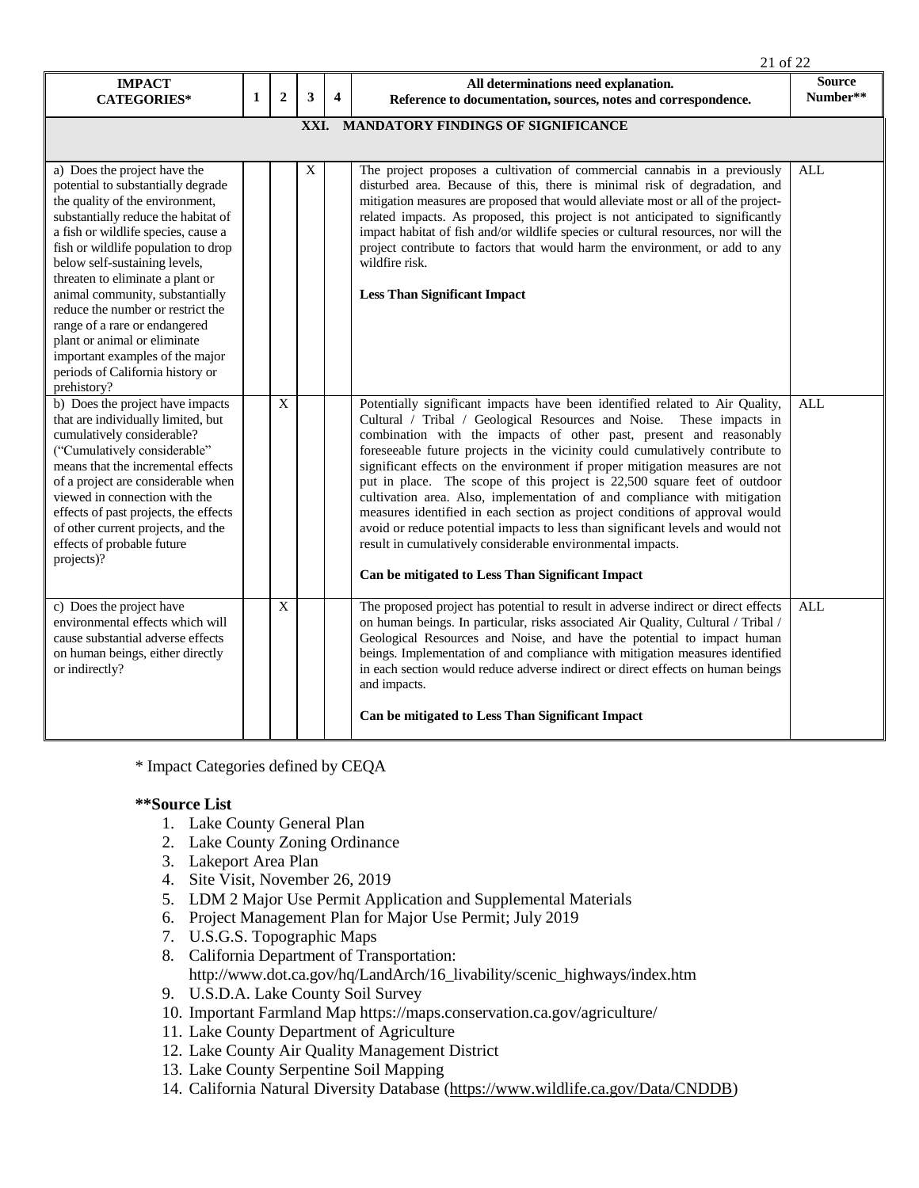| IMPACT CATEGORIES* | 1 | 2 | 3 | 4 | All determinations need explanation. Reference to documentation, sources, notes and correspondence. | Source Number** |
|---|---|---|---|---|---|---|
| **XXI. MANDATORY FINDINGS OF SIGNIFICANCE** | | | | | | |
| a) Does the project have the potential to substantially degrade the quality of the environment, substantially reduce the habitat of a fish or wildlife species, cause a fish or wildlife population to drop below self-sustaining levels, threaten to eliminate a plant or animal community, substantially reduce the number or restrict the range of a rare or endangered plant or animal or eliminate important examples of the major periods of California history or prehistory? | | | X | | The project proposes a cultivation of commercial cannabis in a previously disturbed area. Because of this, there is minimal risk of degradation, and mitigation measures are proposed that would alleviate most or all of the project-related impacts. As proposed, this project is not anticipated to significantly impact habitat of fish and/or wildlife species or cultural resources, nor will the project contribute to factors that would harm the environment, or add to any wildfire risk.<br><br>**Less Than Significant Impact** | ALL |
| b) Does the project have impacts that are individually limited, but cumulatively considerable? ("Cumulatively considerable" means that the incremental effects of a project are considerable when viewed in connection with the effects of past projects, the effects of other current projects, and the effects of probable future projects)? | | X | | | Potentially significant impacts have been identified related to Air Quality, Cultural / Tribal / Geological Resources and Noise. These impacts in combination with the impacts of other past, present and reasonably foreseeable future projects in the vicinity could cumulatively contribute to significant effects on the environment if proper mitigation measures are not put in place. The scope of this project is 22,500 square feet of outdoor cultivation area. Also, implementation of and compliance with mitigation measures identified in each section as project conditions of approval would avoid or reduce potential impacts to less than significant levels and would not result in cumulatively considerable environmental impacts.<br><br>**Can be mitigated to Less Than Significant Impact** | ALL |
| c) Does the project have environmental effects which will cause substantial adverse effects on human beings, either directly or indirectly? | | X | | | The proposed project has potential to result in adverse indirect or direct effects on human beings. In particular, risks associated Air Quality, Cultural / Tribal / Geological Resources and Noise, and have the potential to impact human beings. Implementation of and compliance with mitigation measures identified in each section would reduce adverse indirect or direct effects on human beings and impacts.<br><br>**Can be mitigated to Less Than Significant Impact** | ALL |

\* Impact Categories defined by CEQA

**\*\*Source List**

1. Lake County General Plan
2. Lake County Zoning Ordinance
3. Lakeport Area Plan
4. Site Visit, November 26, 2019
5. LDM 2 Major Use Permit Application and Supplemental Materials
6. Project Management Plan for Major Use Permit; July 2019
7. U.S.G.S. Topographic Maps
8. California Department of Transportation: http://www.dot.ca.gov/hq/LandArch/16_livability/scenic_highways/index.htm
9. U.S.D.A. Lake County Soil Survey
10. Important Farmland Map https://maps.conservation.ca.gov/agriculture/
11. Lake County Department of Agriculture
12. Lake County Air Quality Management District
13. Lake County Serpentine Soil Mapping
14. California Natural Diversity Database (https://www.wildlife.ca.gov/Data/CNDDB)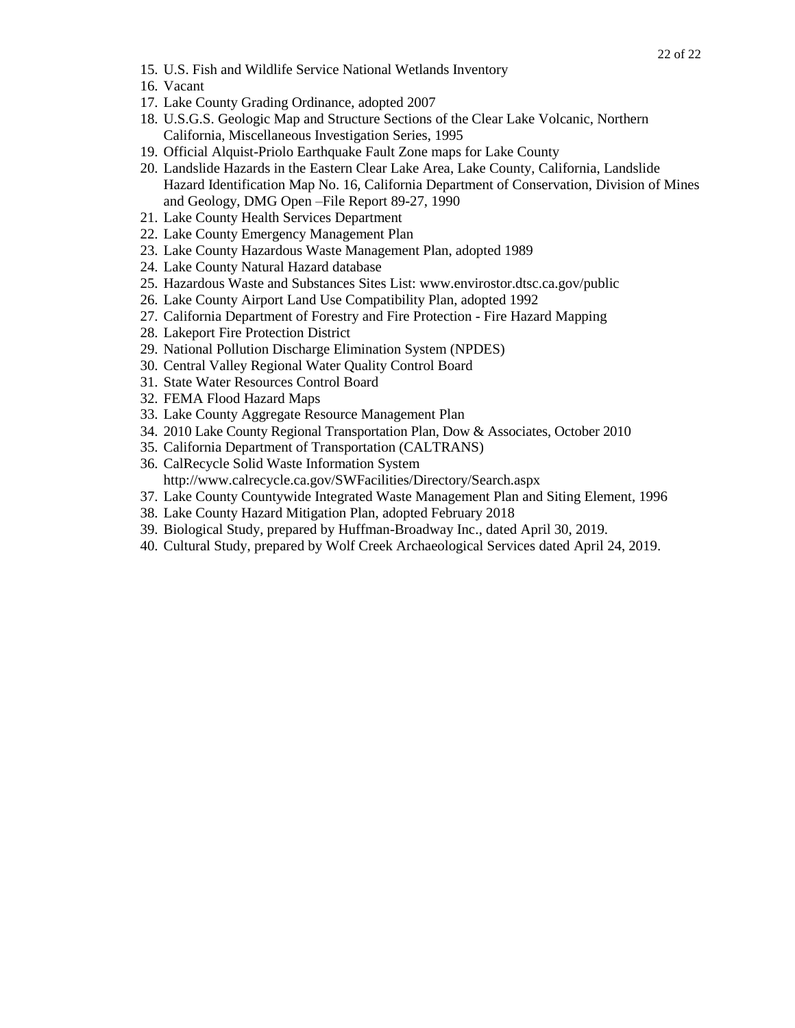15. U.S. Fish and Wildlife Service National Wetlands Inventory
16. Vacant
17. Lake County Grading Ordinance, adopted 2007
18. U.S.G.S. Geologic Map and Structure Sections of the Clear Lake Volcanic, Northern California, Miscellaneous Investigation Series, 1995
19. Official Alquist-Priolo Earthquake Fault Zone maps for Lake County
20. Landslide Hazards in the Eastern Clear Lake Area, Lake County, California, Landslide Hazard Identification Map No. 16, California Department of Conservation, Division of Mines and Geology, DMG Open –File Report 89-27, 1990
21. Lake County Health Services Department
22. Lake County Emergency Management Plan
23. Lake County Hazardous Waste Management Plan, adopted 1989
24. Lake County Natural Hazard database
25. Hazardous Waste and Substances Sites List: www.envirostor.dtsc.ca.gov/public
26. Lake County Airport Land Use Compatibility Plan, adopted 1992
27. California Department of Forestry and Fire Protection - Fire Hazard Mapping
28. Lakeport Fire Protection District
29. National Pollution Discharge Elimination System (NPDES)
30. Central Valley Regional Water Quality Control Board
31. State Water Resources Control Board
32. FEMA Flood Hazard Maps
33. Lake County Aggregate Resource Management Plan
34. 2010 Lake County Regional Transportation Plan, Dow & Associates, October 2010
35. California Department of Transportation (CALTRANS)
36. CalRecycle Solid Waste Information System http://www.calrecycle.ca.gov/SWFacilities/Directory/Search.aspx
37. Lake County Countywide Integrated Waste Management Plan and Siting Element, 1996
38. Lake County Hazard Mitigation Plan, adopted February 2018
39. Biological Study, prepared by Huffman-Broadway Inc., dated April 30, 2019.
40. Cultural Study, prepared by Wolf Creek Archaeological Services dated April 24, 2019.